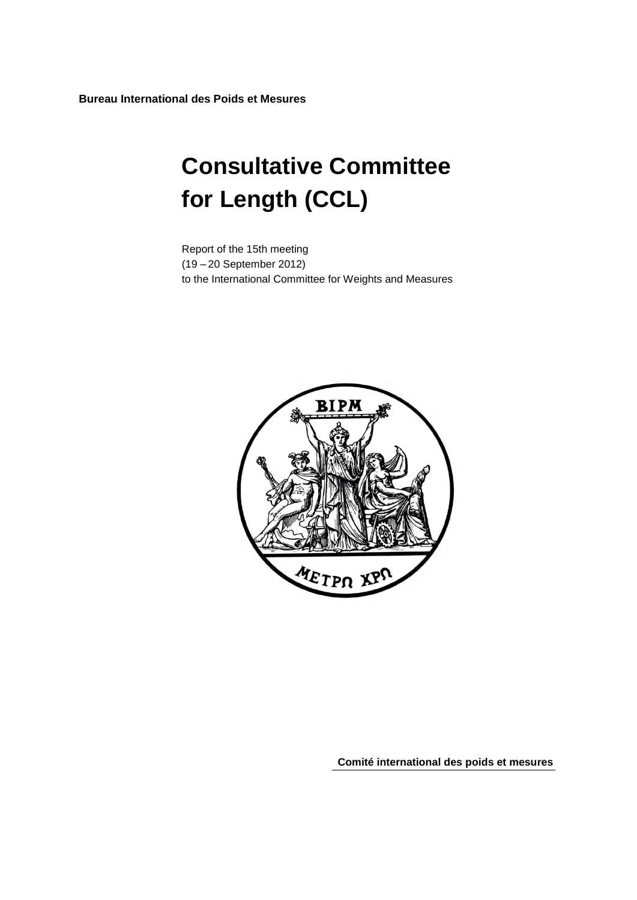**Bureau International des Poids et Mesures**

# Consultative Committee for Length (CCL)

Report of the 15th meeting
(19 – 20 September 2012)
to the International Committee for Weights and Measures

**Comité international des poids et mesures**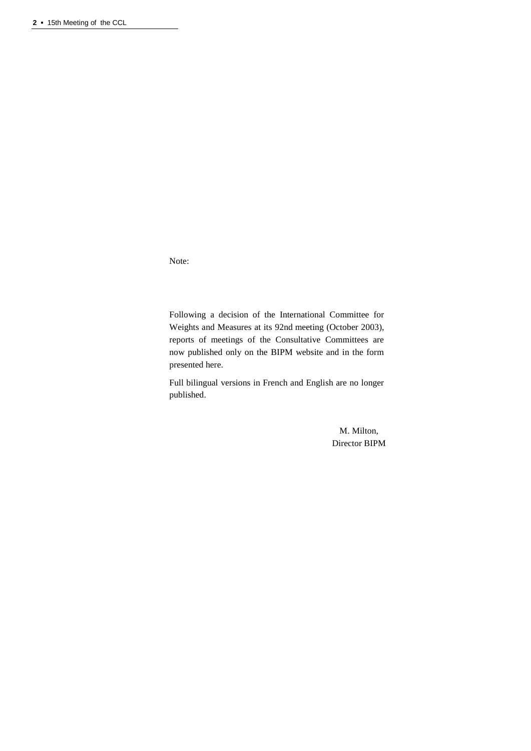Note:

Following a decision of the International Committee for Weights and Measures at its 92nd meeting (October 2003), reports of meetings of the Consultative Committees are now published only on the BIPM website and in the form presented here.

Full bilingual versions in French and English are no longer published.

M. Milton,
Director BIPM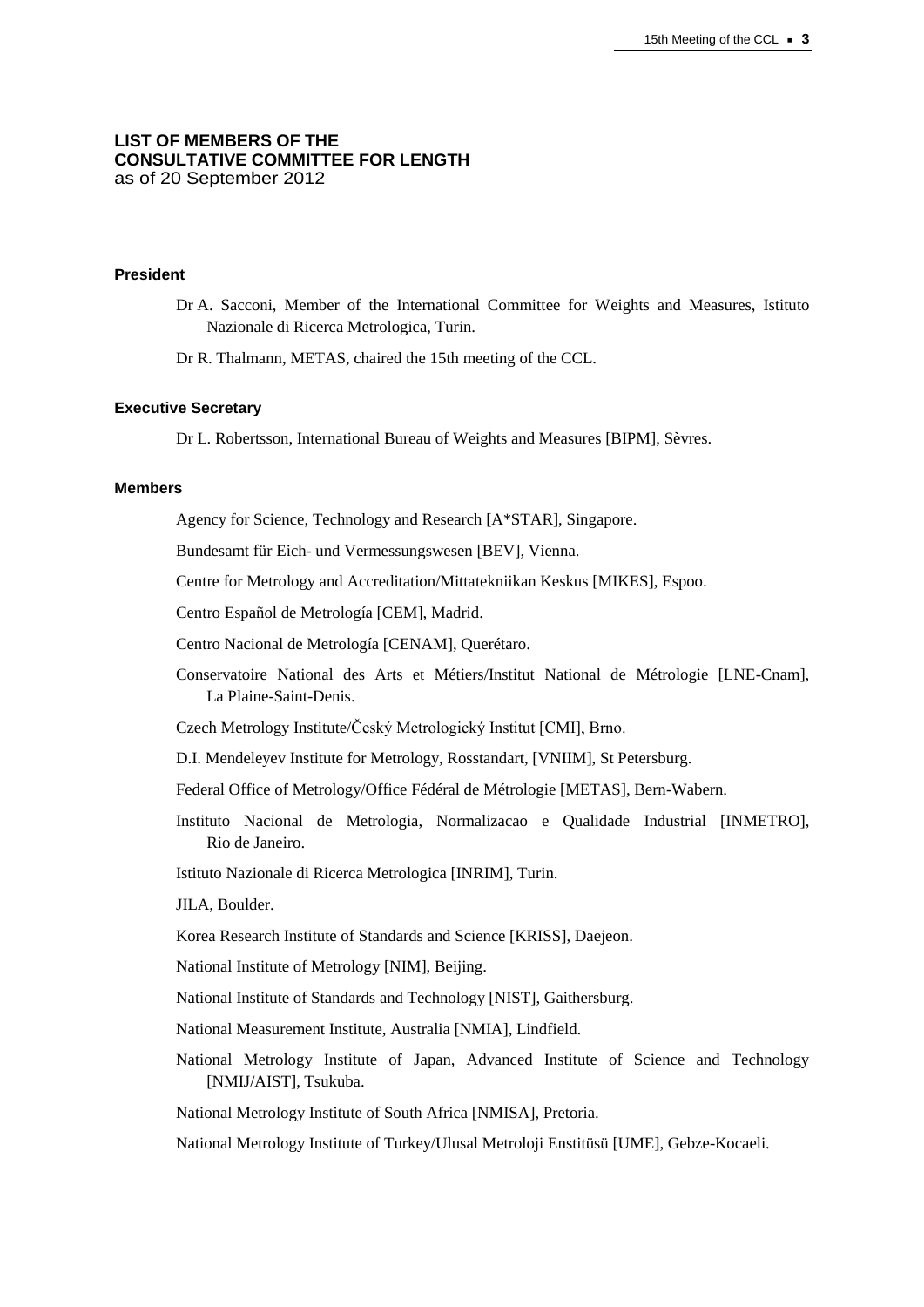# LIST OF MEMBERS OF THE CONSULTATIVE COMMITTEE FOR LENGTH

as of 20 September 2012

### President

Dr A. Sacconi, Member of the International Committee for Weights and Measures, Istituto Nazionale di Ricerca Metrologica, Turin.

Dr R. Thalmann, METAS, chaired the 15th meeting of the CCL.

### Executive Secretary

Dr L. Robertsson, International Bureau of Weights and Measures [BIPM], Sèvres.

### Members

Agency for Science, Technology and Research [A*STAR], Singapore.

Bundesamt für Eich- und Vermessungswesen [BEV], Vienna.

Centre for Metrology and Accreditation/Mittatekniikan Keskus [MIKES], Espoo.

Centro Español de Metrología [CEM], Madrid.

Centro Nacional de Metrología [CENAM], Querétaro.

Conservatoire National des Arts et Métiers/Institut National de Métrologie [LNE-Cnam], La Plaine-Saint-Denis.

Czech Metrology Institute/Český Metrologický Institut [CMI], Brno.

D.I. Mendeleyev Institute for Metrology, Rosstandart, [VNIIM], St Petersburg.

Federal Office of Metrology/Office Fédéral de Métrologie [METAS], Bern-Wabern.

Instituto Nacional de Metrologia, Normalizacao e Qualidade Industrial [INMETRO], Rio de Janeiro.

Istituto Nazionale di Ricerca Metrologica [INRIM], Turin.

JILA, Boulder.

Korea Research Institute of Standards and Science [KRISS], Daejeon.

National Institute of Metrology [NIM], Beijing.

National Institute of Standards and Technology [NIST], Gaithersburg.

National Measurement Institute, Australia [NMIA], Lindfield.

National Metrology Institute of Japan, Advanced Institute of Science and Technology [NMIJ/AIST], Tsukuba.

National Metrology Institute of South Africa [NMISA], Pretoria.

National Metrology Institute of Turkey/Ulusal Metroloji Enstitüsü [UME], Gebze-Kocaeli.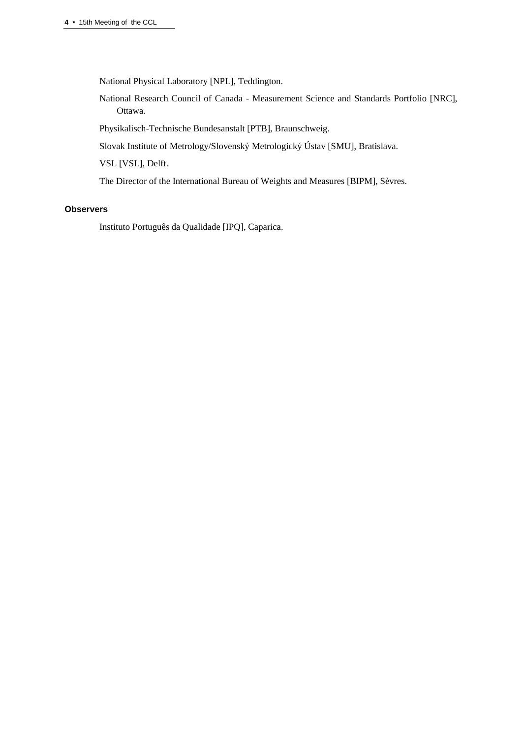National Physical Laboratory [NPL], Teddington.

National Research Council of Canada - Measurement Science and Standards Portfolio [NRC], Ottawa.

Physikalisch-Technische Bundesanstalt [PTB], Braunschweig.

Slovak Institute of Metrology/Slovenský Metrologický Ústav [SMU], Bratislava.

VSL [VSL], Delft.

The Director of the International Bureau of Weights and Measures [BIPM], Sèvres.

**Observers**

Instituto Português da Qualidade [IPQ], Caparica.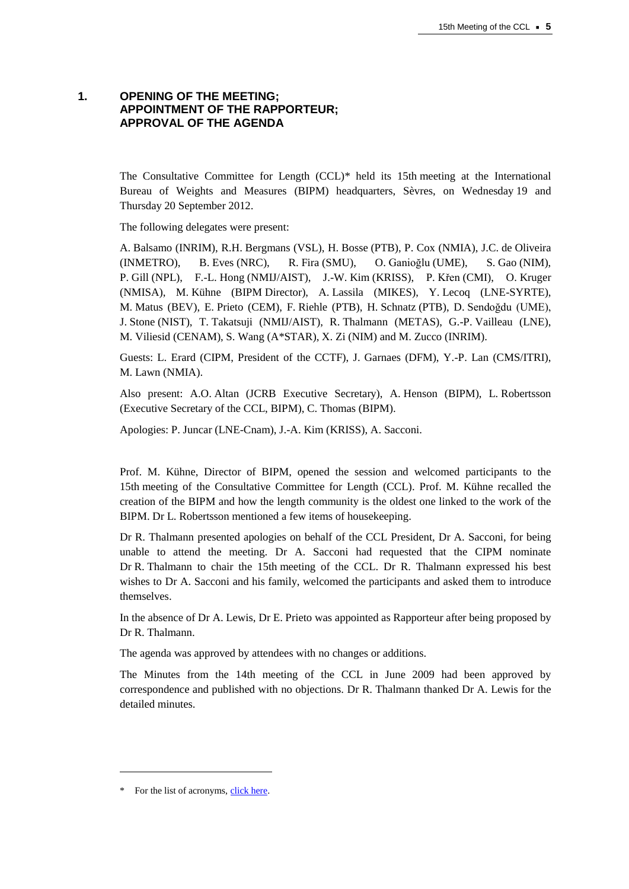# 1. OPENING OF THE MEETING; APPOINTMENT OF THE RAPPORTEUR; APPROVAL OF THE AGENDA

The Consultative Committee for Length (CCL)* held its 15th meeting at the International Bureau of Weights and Measures (BIPM) headquarters, Sèvres, on Wednesday 19 and Thursday 20 September 2012.

The following delegates were present:

A. Balsamo (INRIM), R.H. Bergmans (VSL), H. Bosse (PTB), P. Cox (NMIA), J.C. de Oliveira (INMETRO), B. Eves (NRC), R. Fira (SMU), O. Ganioğlu (UME), S. Gao (NIM), P. Gill (NPL), F.-L. Hong (NMIJ/AIST), J.-W. Kim (KRISS), P. Křen (CMI), O. Kruger (NMISA), M. Kühne (BIPM Director), A. Lassila (MIKES), Y. Lecoq (LNE-SYRTE), M. Matus (BEV), E. Prieto (CEM), F. Riehle (PTB), H. Schnatz (PTB), D. Sendoğdu (UME), J. Stone (NIST), T. Takatsuji (NMIJ/AIST), R. Thalmann (METAS), G.-P. Vailleau (LNE), M. Viliesid (CENAM), S. Wang (A*STAR), X. Zi (NIM) and M. Zucco (INRIM).

Guests: L. Erard (CIPM, President of the CCTF), J. Garnaes (DFM), Y.-P. Lan (CMS/ITRI), M. Lawn (NMIA).

Also present: A.O. Altan (JCRB Executive Secretary), A. Henson (BIPM), L. Robertsson (Executive Secretary of the CCL, BIPM), C. Thomas (BIPM).

Apologies: P. Juncar (LNE-Cnam), J.-A. Kim (KRISS), A. Sacconi.

Prof. M. Kühne, Director of BIPM, opened the session and welcomed participants to the 15th meeting of the Consultative Committee for Length (CCL). Prof. M. Kühne recalled the creation of the BIPM and how the length community is the oldest one linked to the work of the BIPM. Dr L. Robertsson mentioned a few items of housekeeping.

Dr R. Thalmann presented apologies on behalf of the CCL President, Dr A. Sacconi, for being unable to attend the meeting. Dr A. Sacconi had requested that the CIPM nominate Dr R. Thalmann to chair the 15th meeting of the CCL. Dr R. Thalmann expressed his best wishes to Dr A. Sacconi and his family, welcomed the participants and asked them to introduce themselves.

In the absence of Dr A. Lewis, Dr E. Prieto was appointed as Rapporteur after being proposed by Dr R. Thalmann.

The agenda was approved by attendees with no changes or additions.

The Minutes from the 14th meeting of the CCL in June 2009 had been approved by correspondence and published with no objections. Dr R. Thalmann thanked Dr A. Lewis for the detailed minutes.

---

\* For the list of acronyms, click here.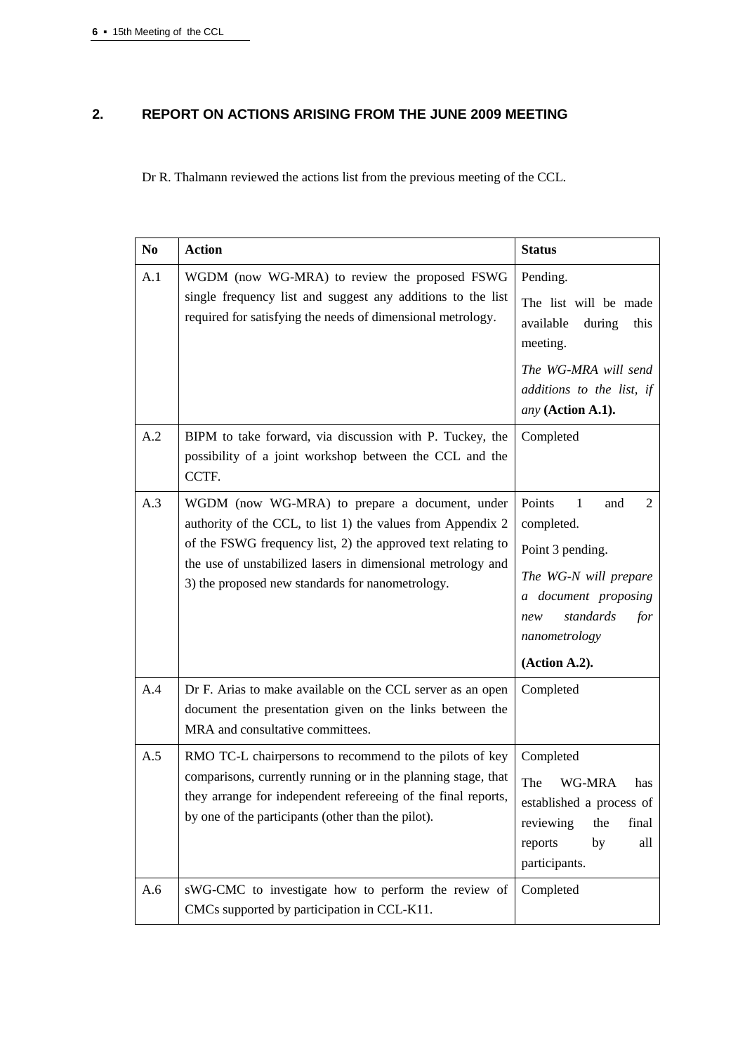## 2. REPORT ON ACTIONS ARISING FROM THE JUNE 2009 MEETING

Dr R. Thalmann reviewed the actions list from the previous meeting of the CCL.

| No | Action | Status |
|---|---|---|
| A.1 | WGDM (now WG-MRA) to review the proposed FSWG single frequency list and suggest any additions to the list required for satisfying the needs of dimensional metrology. | Pending.<br>The list will be made available during this meeting.<br>*The WG-MRA will send additions to the list, if any* **(Action A.1).** |
| A.2 | BIPM to take forward, via discussion with P. Tuckey, the possibility of a joint workshop between the CCL and the CCTF. | Completed |
| A.3 | WGDM (now WG-MRA) to prepare a document, under authority of the CCL, to list 1) the values from Appendix 2 of the FSWG frequency list, 2) the approved text relating to the use of unstabilized lasers in dimensional metrology and 3) the proposed new standards for nanometrology. | Points 1 and 2 completed.<br>Point 3 pending.<br>*The WG-N will prepare a document proposing new standards for nanometrology*<br>**(Action A.2).** |
| A.4 | Dr F. Arias to make available on the CCL server as an open document the presentation given on the links between the MRA and consultative committees. | Completed |
| A.5 | RMO TC-L chairpersons to recommend to the pilots of key comparisons, currently running or in the planning stage, that they arrange for independent refereeing of the final reports, by one of the participants (other than the pilot). | Completed<br>The WG-MRA has established a process of reviewing the final reports by all participants. |
| A.6 | sWG-CMC to investigate how to perform the review of CMCs supported by participation in CCL-K11. | Completed |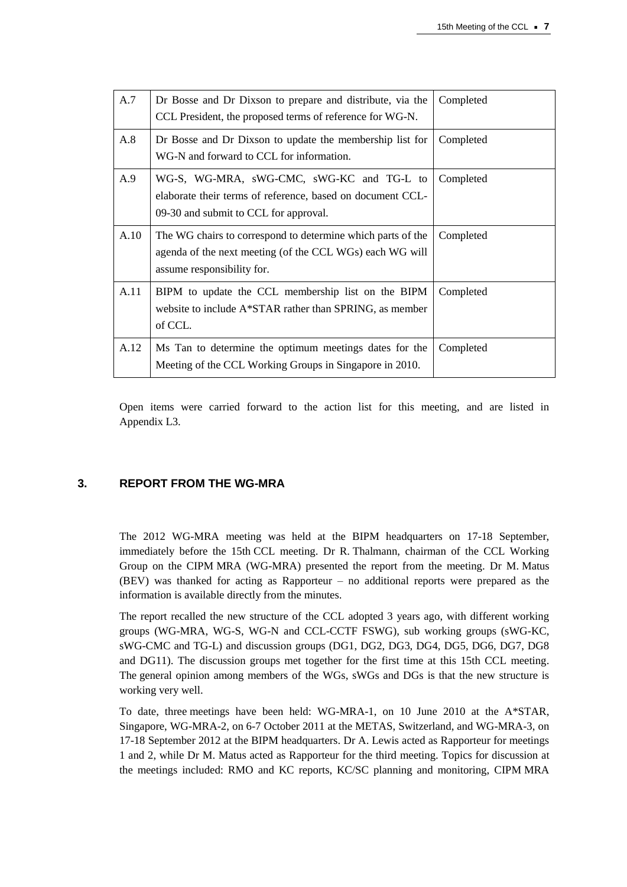| A.7 | Dr Bosse and Dr Dixson to prepare and distribute, via the CCL President, the proposed terms of reference for WG-N. | Completed |
|---|---|---|
| A.8 | Dr Bosse and Dr Dixson to update the membership list for WG-N and forward to CCL for information. | Completed |
| A.9 | WG-S, WG-MRA, sWG-CMC, sWG-KC and TG-L to elaborate their terms of reference, based on document CCL-09-30 and submit to CCL for approval. | Completed |
| A.10 | The WG chairs to correspond to determine which parts of the agenda of the next meeting (of the CCL WGs) each WG will assume responsibility for. | Completed |
| A.11 | BIPM to update the CCL membership list on the BIPM website to include A*STAR rather than SPRING, as member of CCL. | Completed |
| A.12 | Ms Tan to determine the optimum meetings dates for the Meeting of the CCL Working Groups in Singapore in 2010. | Completed |

Open items were carried forward to the action list for this meeting, and are listed in Appendix L3.

## 3. REPORT FROM THE WG-MRA

The 2012 WG-MRA meeting was held at the BIPM headquarters on 17-18 September, immediately before the 15th CCL meeting. Dr R. Thalmann, chairman of the CCL Working Group on the CIPM MRA (WG-MRA) presented the report from the meeting. Dr M. Matus (BEV) was thanked for acting as Rapporteur – no additional reports were prepared as the information is available directly from the minutes.

The report recalled the new structure of the CCL adopted 3 years ago, with different working groups (WG-MRA, WG-S, WG-N and CCL-CCTF FSWG), sub working groups (sWG-KC, sWG-CMC and TG-L) and discussion groups (DG1, DG2, DG3, DG4, DG5, DG6, DG7, DG8 and DG11). The discussion groups met together for the first time at this 15th CCL meeting. The general opinion among members of the WGs, sWGs and DGs is that the new structure is working very well.

To date, three meetings have been held: WG-MRA-1, on 10 June 2010 at the A*STAR, Singapore, WG-MRA-2, on 6-7 October 2011 at the METAS, Switzerland, and WG-MRA-3, on 17-18 September 2012 at the BIPM headquarters. Dr A. Lewis acted as Rapporteur for meetings 1 and 2, while Dr M. Matus acted as Rapporteur for the third meeting. Topics for discussion at the meetings included: RMO and KC reports, KC/SC planning and monitoring, CIPM MRA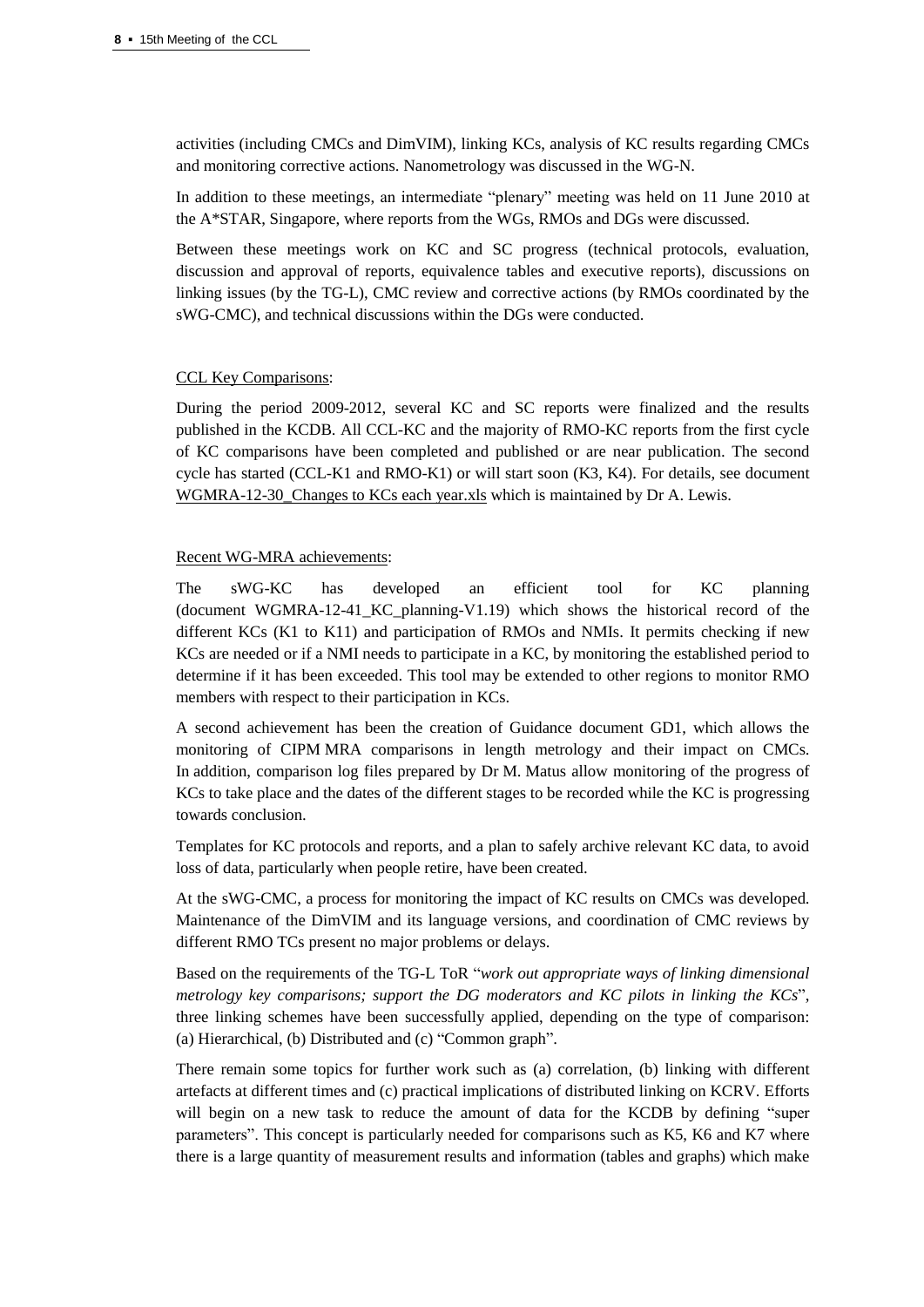activities (including CMCs and DimVIM), linking KCs, analysis of KC results regarding CMCs and monitoring corrective actions. Nanometrology was discussed in the WG-N.

In addition to these meetings, an intermediate "plenary" meeting was held on 11 June 2010 at the A*STAR, Singapore, where reports from the WGs, RMOs and DGs were discussed.

Between these meetings work on KC and SC progress (technical protocols, evaluation, discussion and approval of reports, equivalence tables and executive reports), discussions on linking issues (by the TG-L), CMC review and corrective actions (by RMOs coordinated by the sWG-CMC), and technical discussions within the DGs were conducted.

CCL Key Comparisons:

During the period 2009-2012, several KC and SC reports were finalized and the results published in the KCDB. All CCL-KC and the majority of RMO-KC reports from the first cycle of KC comparisons have been completed and published or are near publication. The second cycle has started (CCL-K1 and RMO-K1) or will start soon (K3, K4). For details, see document WGMRA-12-30_Changes to KCs each year.xls which is maintained by Dr A. Lewis.

Recent WG-MRA achievements:

The sWG-KC has developed an efficient tool for KC planning (document WGMRA-12-41_KC_planning-V1.19) which shows the historical record of the different KCs (K1 to K11) and participation of RMOs and NMIs. It permits checking if new KCs are needed or if a NMI needs to participate in a KC, by monitoring the established period to determine if it has been exceeded. This tool may be extended to other regions to monitor RMO members with respect to their participation in KCs.

A second achievement has been the creation of Guidance document GD1, which allows the monitoring of CIPM MRA comparisons in length metrology and their impact on CMCs. In addition, comparison log files prepared by Dr M. Matus allow monitoring of the progress of KCs to take place and the dates of the different stages to be recorded while the KC is progressing towards conclusion.

Templates for KC protocols and reports, and a plan to safely archive relevant KC data, to avoid loss of data, particularly when people retire, have been created.

At the sWG-CMC, a process for monitoring the impact of KC results on CMCs was developed. Maintenance of the DimVIM and its language versions, and coordination of CMC reviews by different RMO TCs present no major problems or delays.

Based on the requirements of the TG-L ToR "*work out appropriate ways of linking dimensional metrology key comparisons; support the DG moderators and KC pilots in linking the KCs*", three linking schemes have been successfully applied, depending on the type of comparison: (a) Hierarchical, (b) Distributed and (c) "Common graph".

There remain some topics for further work such as (a) correlation, (b) linking with different artefacts at different times and (c) practical implications of distributed linking on KCRV. Efforts will begin on a new task to reduce the amount of data for the KCDB by defining "super parameters". This concept is particularly needed for comparisons such as K5, K6 and K7 where there is a large quantity of measurement results and information (tables and graphs) which make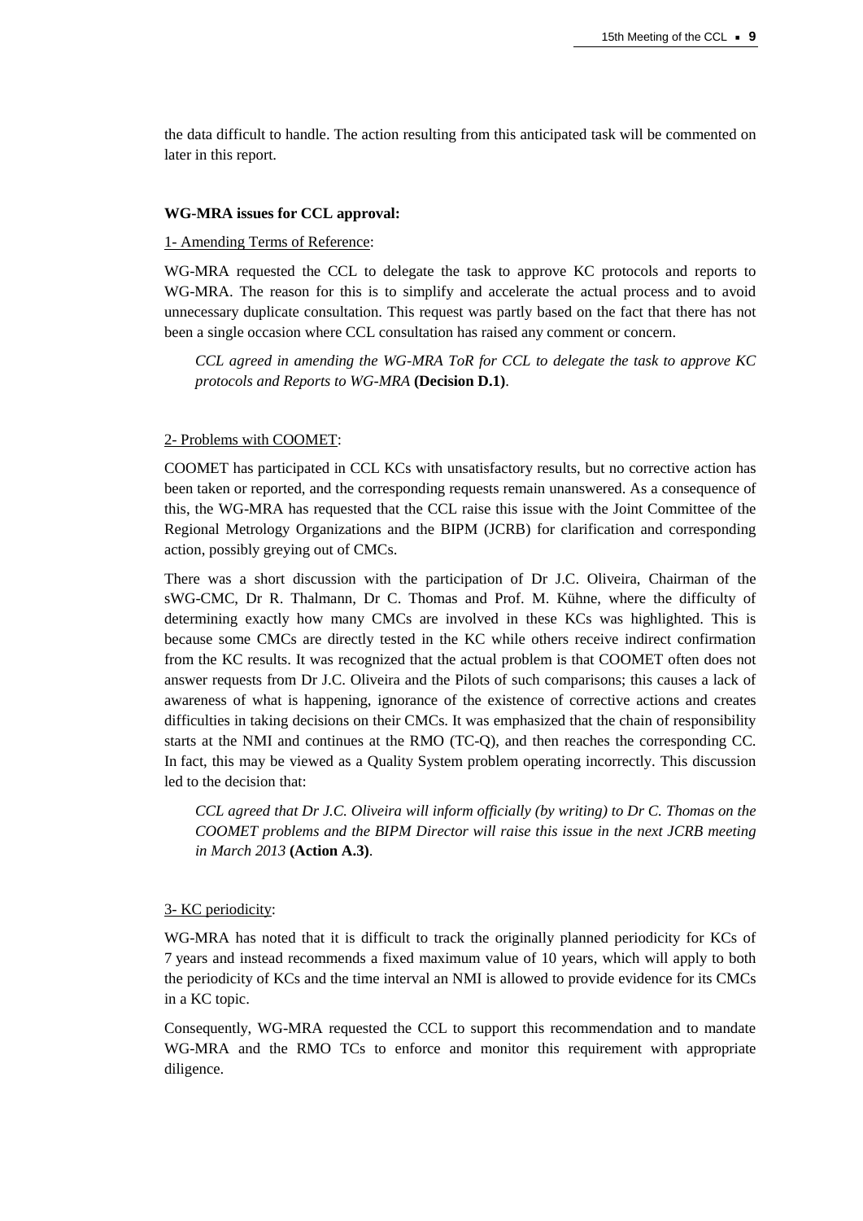the data difficult to handle. The action resulting from this anticipated task will be commented on later in this report.

**WG-MRA issues for CCL approval:**

1- Amending Terms of Reference:

WG-MRA requested the CCL to delegate the task to approve KC protocols and reports to WG-MRA. The reason for this is to simplify and accelerate the actual process and to avoid unnecessary duplicate consultation. This request was partly based on the fact that there has not been a single occasion where CCL consultation has raised any comment or concern.

> *CCL agreed in amending the WG-MRA ToR for CCL to delegate the task to approve KC protocols and Reports to WG-MRA* **(Decision D.1)**.

2- Problems with COOMET:

COOMET has participated in CCL KCs with unsatisfactory results, but no corrective action has been taken or reported, and the corresponding requests remain unanswered. As a consequence of this, the WG-MRA has requested that the CCL raise this issue with the Joint Committee of the Regional Metrology Organizations and the BIPM (JCRB) for clarification and corresponding action, possibly greying out of CMCs.

There was a short discussion with the participation of Dr J.C. Oliveira, Chairman of the sWG-CMC, Dr R. Thalmann, Dr C. Thomas and Prof. M. Kühne, where the difficulty of determining exactly how many CMCs are involved in these KCs was highlighted. This is because some CMCs are directly tested in the KC while others receive indirect confirmation from the KC results. It was recognized that the actual problem is that COOMET often does not answer requests from Dr J.C. Oliveira and the Pilots of such comparisons; this causes a lack of awareness of what is happening, ignorance of the existence of corrective actions and creates difficulties in taking decisions on their CMCs. It was emphasized that the chain of responsibility starts at the NMI and continues at the RMO (TC-Q), and then reaches the corresponding CC. In fact, this may be viewed as a Quality System problem operating incorrectly. This discussion led to the decision that:

> *CCL agreed that Dr J.C. Oliveira will inform officially (by writing) to Dr C. Thomas on the COOMET problems and the BIPM Director will raise this issue in the next JCRB meeting in March 2013* **(Action A.3)**.

3- KC periodicity:

WG-MRA has noted that it is difficult to track the originally planned periodicity for KCs of 7 years and instead recommends a fixed maximum value of 10 years, which will apply to both the periodicity of KCs and the time interval an NMI is allowed to provide evidence for its CMCs in a KC topic.

Consequently, WG-MRA requested the CCL to support this recommendation and to mandate WG-MRA and the RMO TCs to enforce and monitor this requirement with appropriate diligence.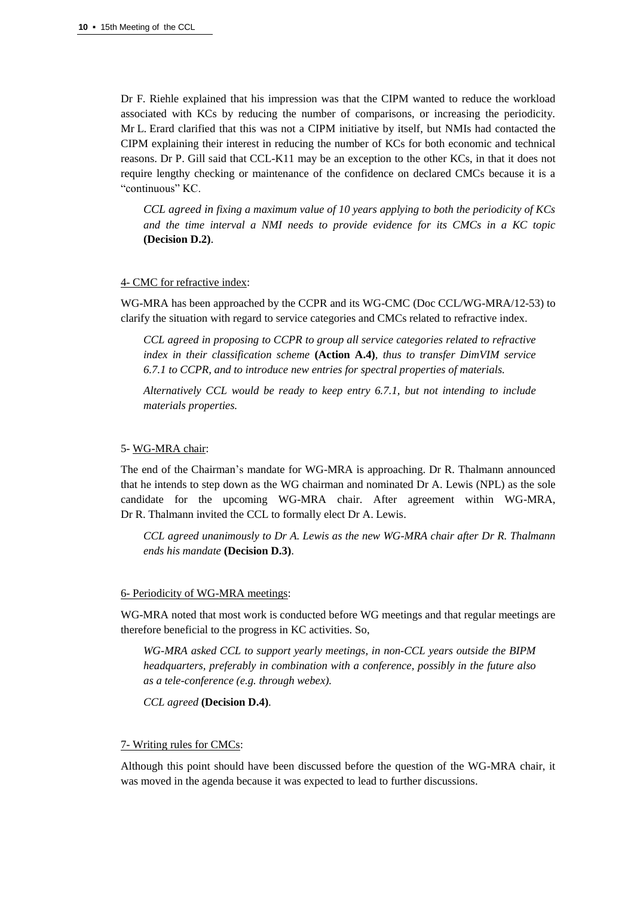Dr F. Riehle explained that his impression was that the CIPM wanted to reduce the workload associated with KCs by reducing the number of comparisons, or increasing the periodicity. Mr L. Erard clarified that this was not a CIPM initiative by itself, but NMIs had contacted the CIPM explaining their interest in reducing the number of KCs for both economic and technical reasons. Dr P. Gill said that CCL-K11 may be an exception to the other KCs, in that it does not require lengthy checking or maintenance of the confidence on declared CMCs because it is a "continuous" KC.

> *CCL agreed in fixing a maximum value of 10 years applying to both the periodicity of KCs and the time interval a NMI needs to provide evidence for its CMCs in a KC topic* **(Decision D.2)**.

4- CMC for refractive index:

WG-MRA has been approached by the CCPR and its WG-CMC (Doc CCL/WG-MRA/12-53) to clarify the situation with regard to service categories and CMCs related to refractive index.

> *CCL agreed in proposing to CCPR to group all service categories related to refractive index in their classification scheme* **(Action A.4)**, *thus to transfer DimVIM service 6.7.1 to CCPR, and to introduce new entries for spectral properties of materials.*
>
> *Alternatively CCL would be ready to keep entry 6.7.1, but not intending to include materials properties.*

5- WG-MRA chair:

The end of the Chairman's mandate for WG-MRA is approaching. Dr R. Thalmann announced that he intends to step down as the WG chairman and nominated Dr A. Lewis (NPL) as the sole candidate for the upcoming WG-MRA chair. After agreement within WG-MRA, Dr R. Thalmann invited the CCL to formally elect Dr A. Lewis.

> *CCL agreed unanimously to Dr A. Lewis as the new WG-MRA chair after Dr R. Thalmann ends his mandate* **(Decision D.3)**.

6- Periodicity of WG-MRA meetings:

WG-MRA noted that most work is conducted before WG meetings and that regular meetings are therefore beneficial to the progress in KC activities. So,

> *WG-MRA asked CCL to support yearly meetings, in non-CCL years outside the BIPM headquarters, preferably in combination with a conference, possibly in the future also as a tele-conference (e.g. through webex).*
>
> *CCL agreed* **(Decision D.4)**.

7- Writing rules for CMCs:

Although this point should have been discussed before the question of the WG-MRA chair, it was moved in the agenda because it was expected to lead to further discussions.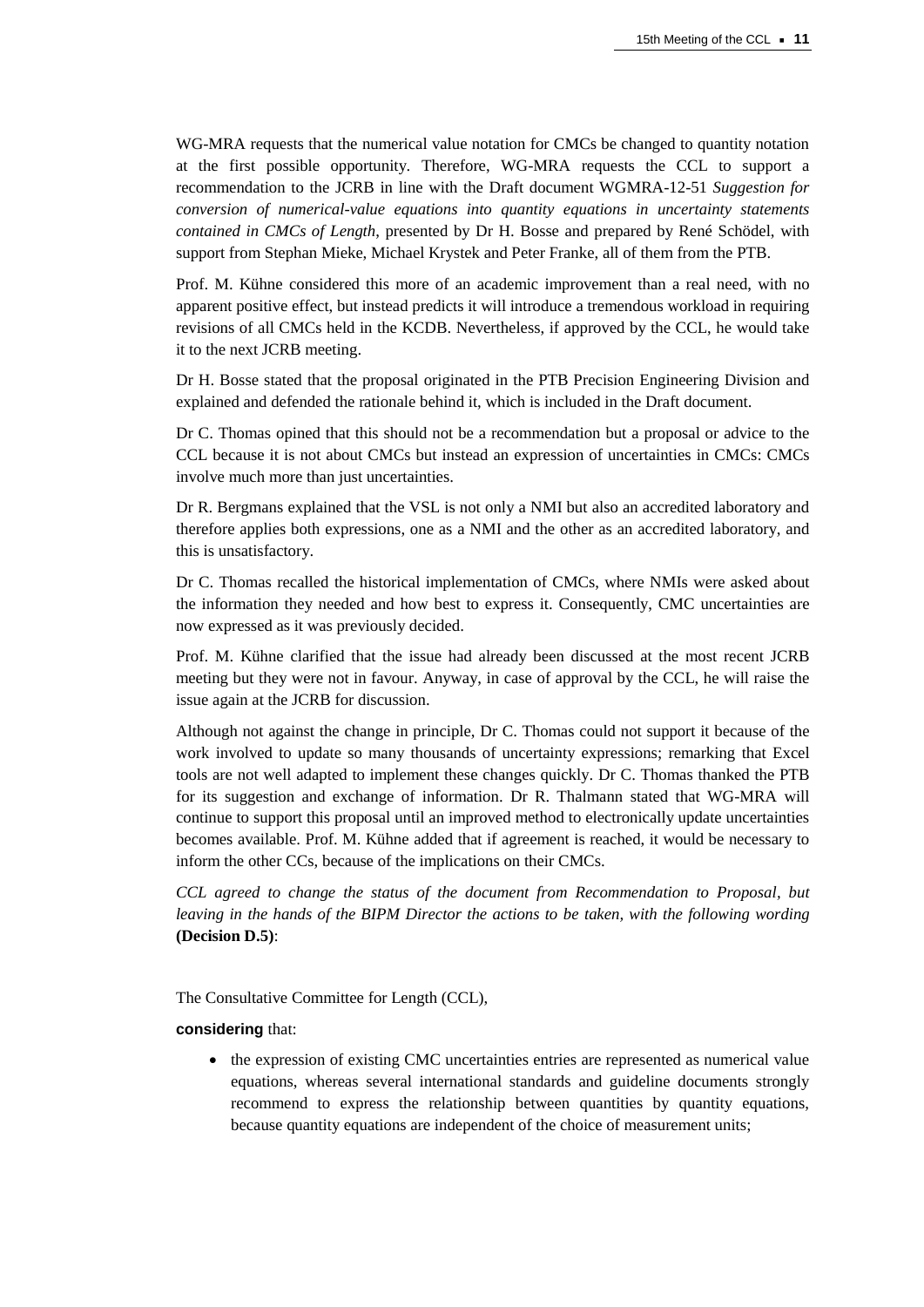WG-MRA requests that the numerical value notation for CMCs be changed to quantity notation at the first possible opportunity. Therefore, WG-MRA requests the CCL to support a recommendation to the JCRB in line with the Draft document WGMRA-12-51 *Suggestion for conversion of numerical-value equations into quantity equations in uncertainty statements contained in CMCs of Length*, presented by Dr H. Bosse and prepared by René Schödel, with support from Stephan Mieke, Michael Krystek and Peter Franke, all of them from the PTB.

Prof. M. Kühne considered this more of an academic improvement than a real need, with no apparent positive effect, but instead predicts it will introduce a tremendous workload in requiring revisions of all CMCs held in the KCDB. Nevertheless, if approved by the CCL, he would take it to the next JCRB meeting.

Dr H. Bosse stated that the proposal originated in the PTB Precision Engineering Division and explained and defended the rationale behind it, which is included in the Draft document.

Dr C. Thomas opined that this should not be a recommendation but a proposal or advice to the CCL because it is not about CMCs but instead an expression of uncertainties in CMCs: CMCs involve much more than just uncertainties.

Dr R. Bergmans explained that the VSL is not only a NMI but also an accredited laboratory and therefore applies both expressions, one as a NMI and the other as an accredited laboratory, and this is unsatisfactory.

Dr C. Thomas recalled the historical implementation of CMCs, where NMIs were asked about the information they needed and how best to express it. Consequently, CMC uncertainties are now expressed as it was previously decided.

Prof. M. Kühne clarified that the issue had already been discussed at the most recent JCRB meeting but they were not in favour. Anyway, in case of approval by the CCL, he will raise the issue again at the JCRB for discussion.

Although not against the change in principle, Dr C. Thomas could not support it because of the work involved to update so many thousands of uncertainty expressions; remarking that Excel tools are not well adapted to implement these changes quickly. Dr C. Thomas thanked the PTB for its suggestion and exchange of information. Dr R. Thalmann stated that WG-MRA will continue to support this proposal until an improved method to electronically update uncertainties becomes available. Prof. M. Kühne added that if agreement is reached, it would be necessary to inform the other CCs, because of the implications on their CMCs.

*CCL agreed to change the status of the document from Recommendation to Proposal, but leaving in the hands of the BIPM Director the actions to be taken, with the following wording* **(Decision D.5)**:

The Consultative Committee for Length (CCL),

**considering** that:

- the expression of existing CMC uncertainties entries are represented as numerical value equations, whereas several international standards and guideline documents strongly recommend to express the relationship between quantities by quantity equations, because quantity equations are independent of the choice of measurement units;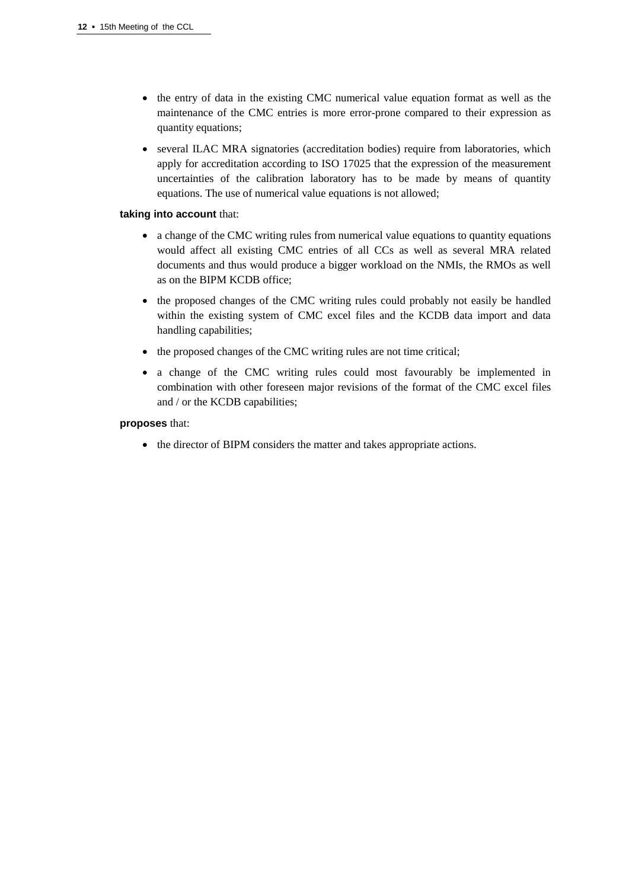- the entry of data in the existing CMC numerical value equation format as well as the maintenance of the CMC entries is more error-prone compared to their expression as quantity equations;
- several ILAC MRA signatories (accreditation bodies) require from laboratories, which apply for accreditation according to ISO 17025 that the expression of the measurement uncertainties of the calibration laboratory has to be made by means of quantity equations. The use of numerical value equations is not allowed;

**taking into account** that:

- a change of the CMC writing rules from numerical value equations to quantity equations would affect all existing CMC entries of all CCs as well as several MRA related documents and thus would produce a bigger workload on the NMIs, the RMOs as well as on the BIPM KCDB office;
- the proposed changes of the CMC writing rules could probably not easily be handled within the existing system of CMC excel files and the KCDB data import and data handling capabilities;
- the proposed changes of the CMC writing rules are not time critical;
- a change of the CMC writing rules could most favourably be implemented in combination with other foreseen major revisions of the format of the CMC excel files and / or the KCDB capabilities;

**proposes** that:

- the director of BIPM considers the matter and takes appropriate actions.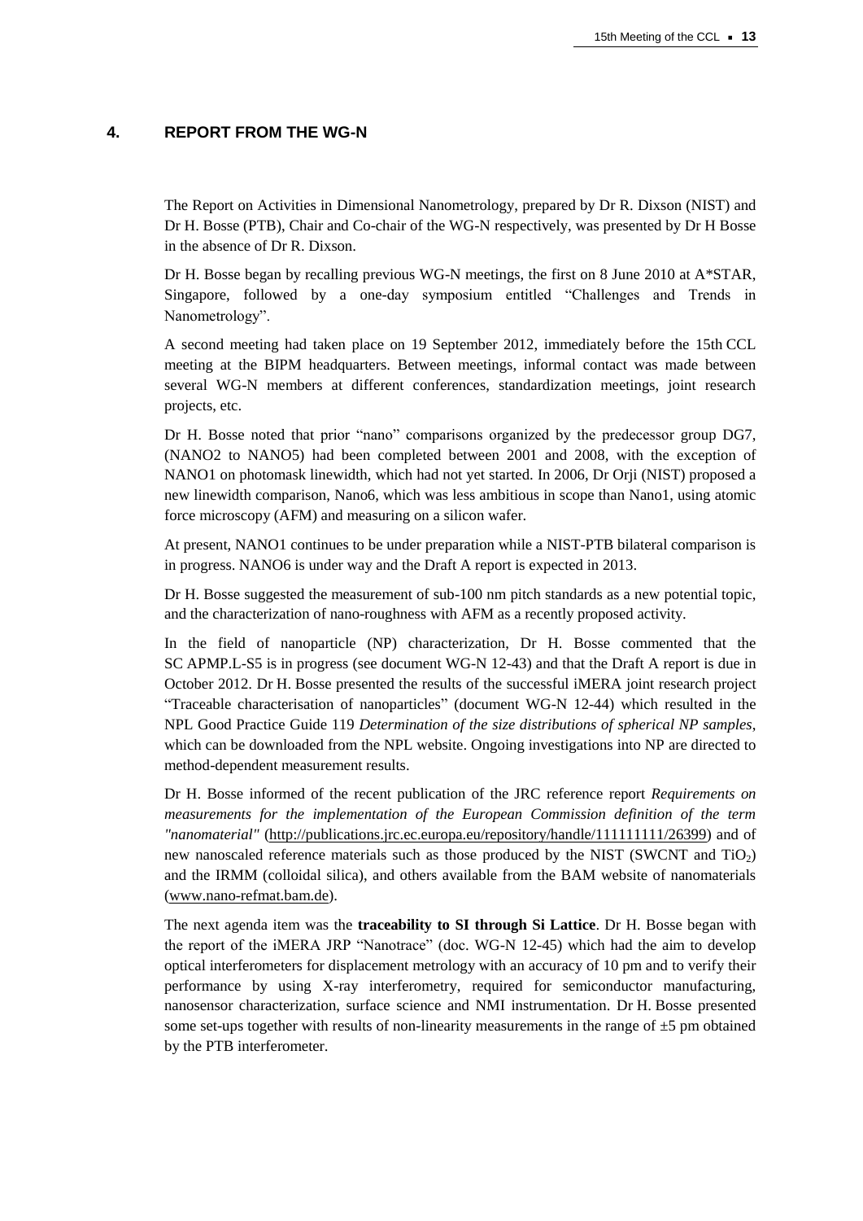## 4. REPORT FROM THE WG-N

The Report on Activities in Dimensional Nanometrology, prepared by Dr R. Dixson (NIST) and Dr H. Bosse (PTB), Chair and Co-chair of the WG-N respectively, was presented by Dr H Bosse in the absence of Dr R. Dixson.

Dr H. Bosse began by recalling previous WG-N meetings, the first on 8 June 2010 at A*STAR, Singapore, followed by a one-day symposium entitled "Challenges and Trends in Nanometrology".

A second meeting had taken place on 19 September 2012, immediately before the 15th CCL meeting at the BIPM headquarters. Between meetings, informal contact was made between several WG-N members at different conferences, standardization meetings, joint research projects, etc.

Dr H. Bosse noted that prior "nano" comparisons organized by the predecessor group DG7, (NANO2 to NANO5) had been completed between 2001 and 2008, with the exception of NANO1 on photomask linewidth, which had not yet started. In 2006, Dr Orji (NIST) proposed a new linewidth comparison, Nano6, which was less ambitious in scope than Nano1, using atomic force microscopy (AFM) and measuring on a silicon wafer.

At present, NANO1 continues to be under preparation while a NIST-PTB bilateral comparison is in progress. NANO6 is under way and the Draft A report is expected in 2013.

Dr H. Bosse suggested the measurement of sub-100 nm pitch standards as a new potential topic, and the characterization of nano-roughness with AFM as a recently proposed activity.

In the field of nanoparticle (NP) characterization, Dr H. Bosse commented that the SC APMP.L-S5 is in progress (see document WG-N 12-43) and that the Draft A report is due in October 2012. Dr H. Bosse presented the results of the successful iMERA joint research project "Traceable characterisation of nanoparticles" (document WG-N 12-44) which resulted in the NPL Good Practice Guide 119 *Determination of the size distributions of spherical NP samples*, which can be downloaded from the NPL website. Ongoing investigations into NP are directed to method-dependent measurement results.

Dr H. Bosse informed of the recent publication of the JRC reference report *Requirements on measurements for the implementation of the European Commission definition of the term "nanomaterial"* (http://publications.jrc.ec.europa.eu/repository/handle/111111111/26399) and of new nanoscaled reference materials such as those produced by the NIST (SWCNT and $TiO_2$) and the IRMM (colloidal silica), and others available from the BAM website of nanomaterials (www.nano-refmat.bam.de).

The next agenda item was the **traceability to SI through Si Lattice**. Dr H. Bosse began with the report of the iMERA JRP "Nanotrace" (doc. WG-N 12-45) which had the aim to develop optical interferometers for displacement metrology with an accuracy of 10 pm and to verify their performance by using X-ray interferometry, required for semiconductor manufacturing, nanosensor characterization, surface science and NMI instrumentation. Dr H. Bosse presented some set-ups together with results of non-linearity measurements in the range of ±5 pm obtained by the PTB interferometer.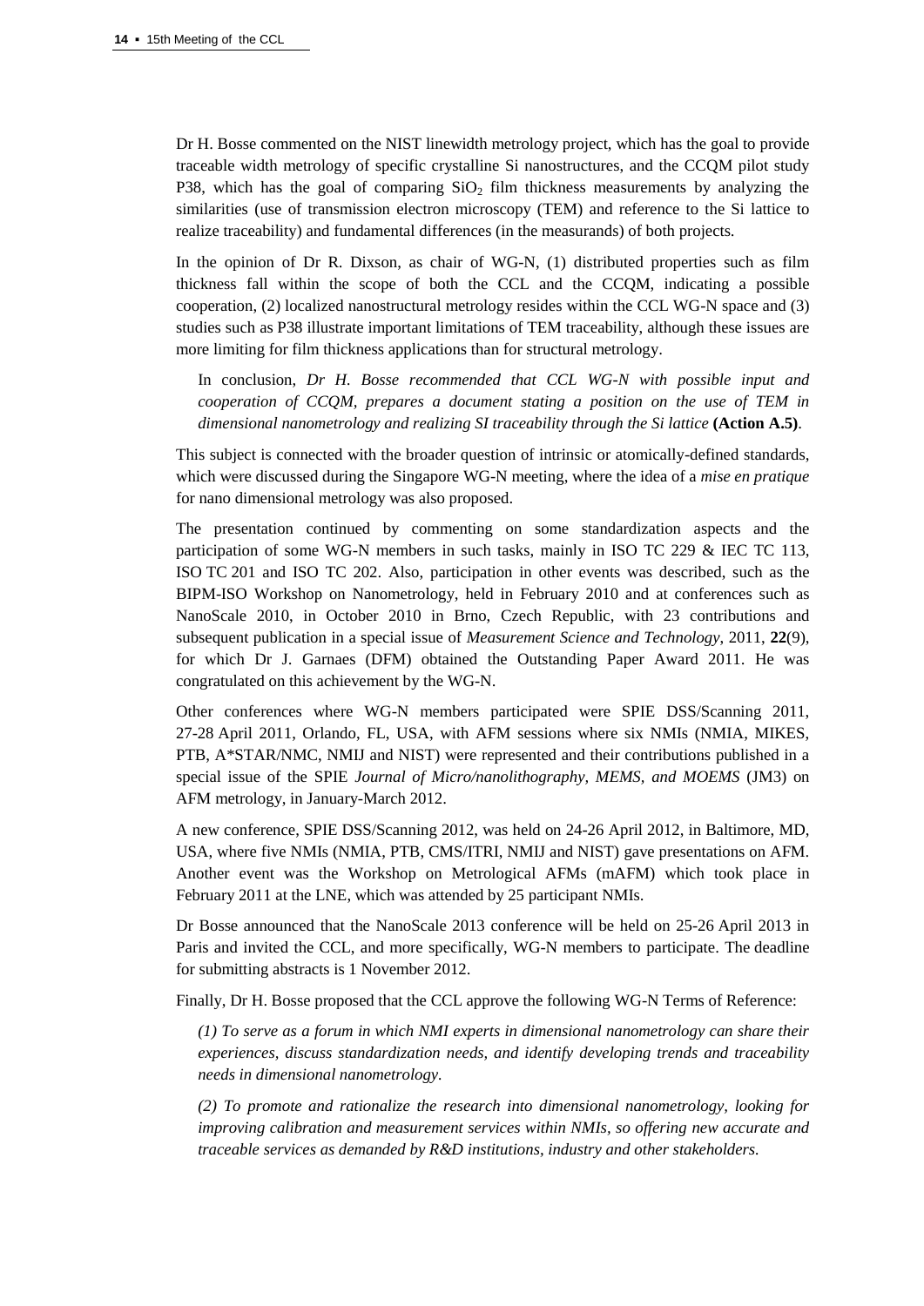Dr H. Bosse commented on the NIST linewidth metrology project, which has the goal to provide traceable width metrology of specific crystalline Si nanostructures, and the CCQM pilot study P38, which has the goal of comparing $SiO_2$ film thickness measurements by analyzing the similarities (use of transmission electron microscopy (TEM) and reference to the Si lattice to realize traceability) and fundamental differences (in the measurands) of both projects.

In the opinion of Dr R. Dixson, as chair of WG-N, (1) distributed properties such as film thickness fall within the scope of both the CCL and the CCQM, indicating a possible cooperation, (2) localized nanostructural metrology resides within the CCL WG-N space and (3) studies such as P38 illustrate important limitations of TEM traceability, although these issues are more limiting for film thickness applications than for structural metrology.

> In conclusion, *Dr H. Bosse recommended that CCL WG-N with possible input and cooperation of CCQM, prepares a document stating a position on the use of TEM in dimensional nanometrology and realizing SI traceability through the Si lattice* **(Action A.5)**.

This subject is connected with the broader question of intrinsic or atomically-defined standards, which were discussed during the Singapore WG-N meeting, where the idea of a *mise en pratique* for nano dimensional metrology was also proposed.

The presentation continued by commenting on some standardization aspects and the participation of some WG-N members in such tasks, mainly in ISO TC 229 & IEC TC 113, ISO TC 201 and ISO TC 202. Also, participation in other events was described, such as the BIPM-ISO Workshop on Nanometrology, held in February 2010 and at conferences such as NanoScale 2010, in October 2010 in Brno, Czech Republic, with 23 contributions and subsequent publication in a special issue of *Measurement Science and Technology*, 2011, **22**(9), for which Dr J. Garnaes (DFM) obtained the Outstanding Paper Award 2011. He was congratulated on this achievement by the WG-N.

Other conferences where WG-N members participated were SPIE DSS/Scanning 2011, 27-28 April 2011, Orlando, FL, USA, with AFM sessions where six NMIs (NMIA, MIKES, PTB, A*STAR/NMC, NMIJ and NIST) were represented and their contributions published in a special issue of the SPIE *Journal of Micro/nanolithography, MEMS, and MOEMS* (JM3) on AFM metrology, in January-March 2012.

A new conference, SPIE DSS/Scanning 2012, was held on 24-26 April 2012, in Baltimore, MD, USA, where five NMIs (NMIA, PTB, CMS/ITRI, NMIJ and NIST) gave presentations on AFM. Another event was the Workshop on Metrological AFMs (mAFM) which took place in February 2011 at the LNE, which was attended by 25 participant NMIs.

Dr Bosse announced that the NanoScale 2013 conference will be held on 25-26 April 2013 in Paris and invited the CCL, and more specifically, WG-N members to participate. The deadline for submitting abstracts is 1 November 2012.

Finally, Dr H. Bosse proposed that the CCL approve the following WG-N Terms of Reference:

> *(1) To serve as a forum in which NMI experts in dimensional nanometrology can share their experiences, discuss standardization needs, and identify developing trends and traceability needs in dimensional nanometrology.*
>
> *(2) To promote and rationalize the research into dimensional nanometrology, looking for improving calibration and measurement services within NMIs, so offering new accurate and traceable services as demanded by R&D institutions, industry and other stakeholders.*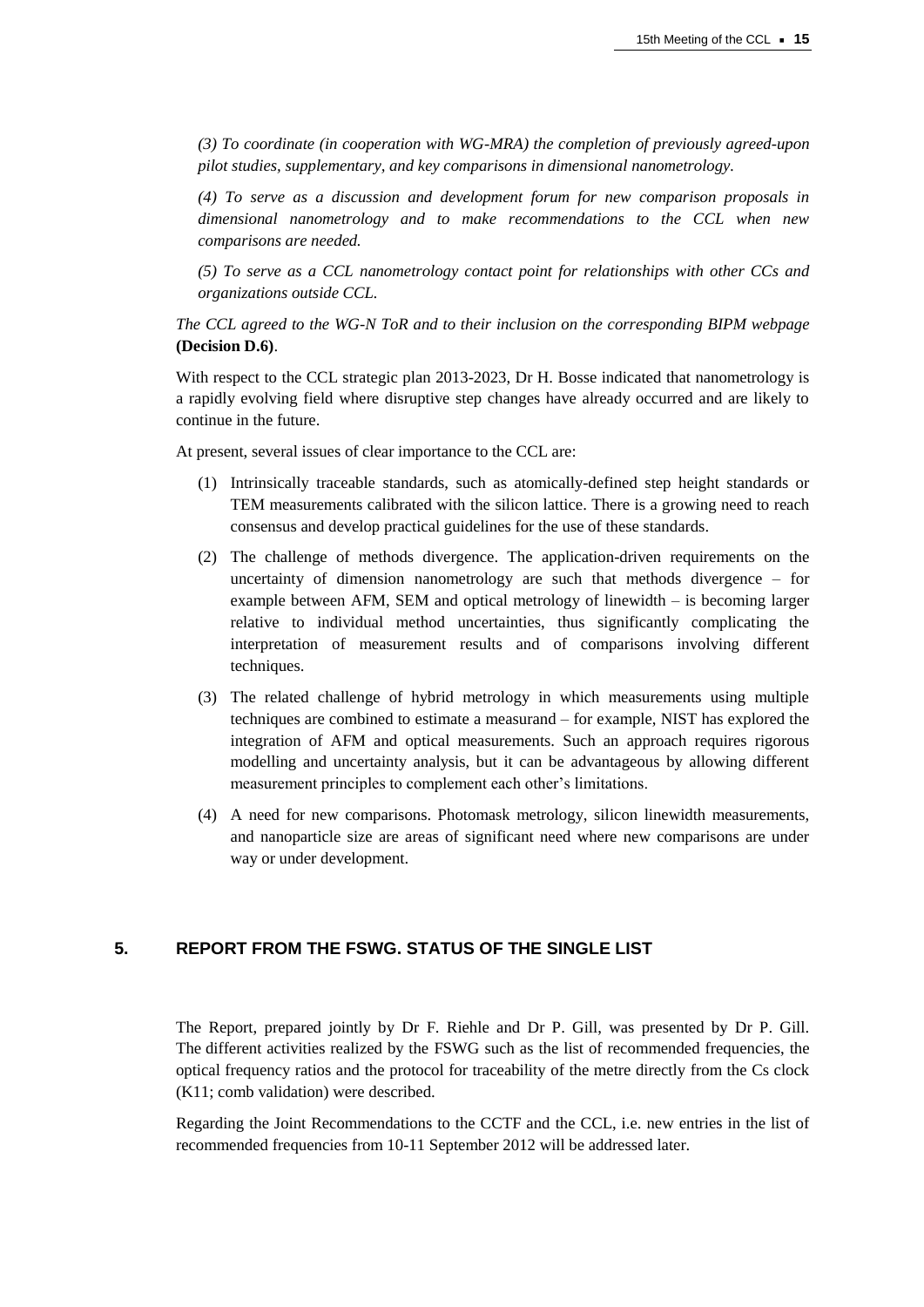*(3) To coordinate (in cooperation with WG-MRA) the completion of previously agreed-upon pilot studies, supplementary, and key comparisons in dimensional nanometrology.*

*(4) To serve as a discussion and development forum for new comparison proposals in dimensional nanometrology and to make recommendations to the CCL when new comparisons are needed.*

*(5) To serve as a CCL nanometrology contact point for relationships with other CCs and organizations outside CCL.*

*The CCL agreed to the WG-N ToR and to their inclusion on the corresponding BIPM webpage* **(Decision D.6)**.

With respect to the CCL strategic plan 2013-2023, Dr H. Bosse indicated that nanometrology is a rapidly evolving field where disruptive step changes have already occurred and are likely to continue in the future.

At present, several issues of clear importance to the CCL are:

1. Intrinsically traceable standards, such as atomically-defined step height standards or TEM measurements calibrated with the silicon lattice. There is a growing need to reach consensus and develop practical guidelines for the use of these standards.
2. The challenge of methods divergence. The application-driven requirements on the uncertainty of dimension nanometrology are such that methods divergence – for example between AFM, SEM and optical metrology of linewidth – is becoming larger relative to individual method uncertainties, thus significantly complicating the interpretation of measurement results and of comparisons involving different techniques.
3. The related challenge of hybrid metrology in which measurements using multiple techniques are combined to estimate a measurand – for example, NIST has explored the integration of AFM and optical measurements. Such an approach requires rigorous modelling and uncertainty analysis, but it can be advantageous by allowing different measurement principles to complement each other's limitations.
4. A need for new comparisons. Photomask metrology, silicon linewidth measurements, and nanoparticle size are areas of significant need where new comparisons are under way or under development.

## 5. REPORT FROM THE FSWG. STATUS OF THE SINGLE LIST

The Report, prepared jointly by Dr F. Riehle and Dr P. Gill, was presented by Dr P. Gill. The different activities realized by the FSWG such as the list of recommended frequencies, the optical frequency ratios and the protocol for traceability of the metre directly from the Cs clock (K11; comb validation) were described.

Regarding the Joint Recommendations to the CCTF and the CCL, i.e. new entries in the list of recommended frequencies from 10-11 September 2012 will be addressed later.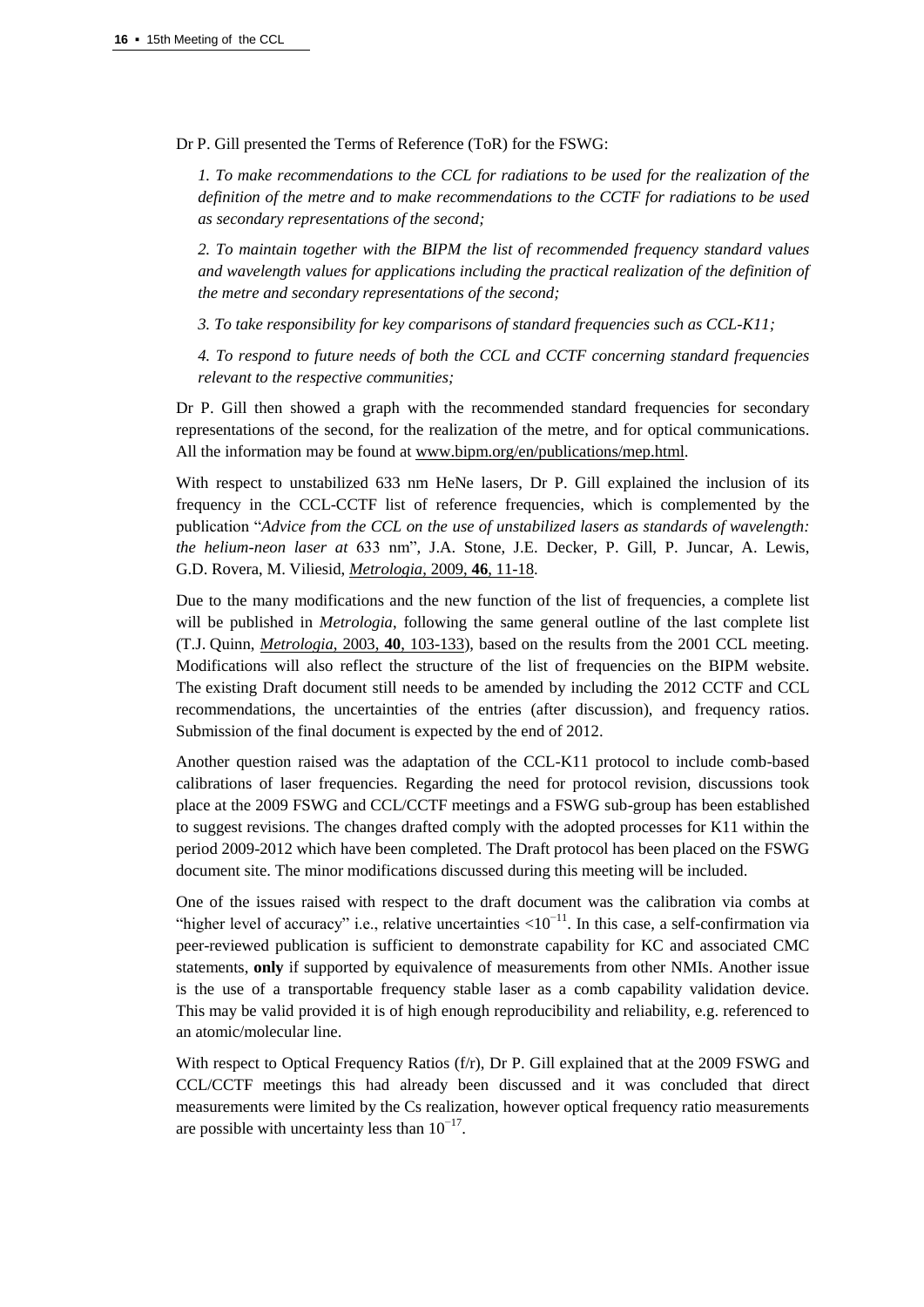Dr P. Gill presented the Terms of Reference (ToR) for the FSWG:

*1. To make recommendations to the CCL for radiations to be used for the realization of the definition of the metre and to make recommendations to the CCTF for radiations to be used as secondary representations of the second;*

*2. To maintain together with the BIPM the list of recommended frequency standard values and wavelength values for applications including the practical realization of the definition of the metre and secondary representations of the second;*

*3. To take responsibility for key comparisons of standard frequencies such as CCL-K11;*

*4. To respond to future needs of both the CCL and CCTF concerning standard frequencies relevant to the respective communities;*

Dr P. Gill then showed a graph with the recommended standard frequencies for secondary representations of the second, for the realization of the metre, and for optical communications. All the information may be found at www.bipm.org/en/publications/mep.html.

With respect to unstabilized 633 nm HeNe lasers, Dr P. Gill explained the inclusion of its frequency in the CCL-CCTF list of reference frequencies, which is complemented by the publication "*Advice from the CCL on the use of unstabilized lasers as standards of wavelength: the helium-neon laser at* 633 nm", J.A. Stone, J.E. Decker, P. Gill, P. Juncar, A. Lewis, G.D. Rovera, M. Viliesid, *Metrologia*, 2009, **46**, 11-18.

Due to the many modifications and the new function of the list of frequencies, a complete list will be published in *Metrologia*, following the same general outline of the last complete list (T.J. Quinn, *Metrologia*, 2003, **40**, 103-133), based on the results from the 2001 CCL meeting. Modifications will also reflect the structure of the list of frequencies on the BIPM website. The existing Draft document still needs to be amended by including the 2012 CCTF and CCL recommendations, the uncertainties of the entries (after discussion), and frequency ratios. Submission of the final document is expected by the end of 2012.

Another question raised was the adaptation of the CCL-K11 protocol to include comb-based calibrations of laser frequencies. Regarding the need for protocol revision, discussions took place at the 2009 FSWG and CCL/CCTF meetings and a FSWG sub-group has been established to suggest revisions. The changes drafted comply with the adopted processes for K11 within the period 2009-2012 which have been completed. The Draft protocol has been placed on the FSWG document site. The minor modifications discussed during this meeting will be included.

One of the issues raised with respect to the draft document was the calibration via combs at "higher level of accuracy" i.e., relative uncertainties $<10^{-11}$. In this case, a self-confirmation via peer-reviewed publication is sufficient to demonstrate capability for KC and associated CMC statements, **only** if supported by equivalence of measurements from other NMIs. Another issue is the use of a transportable frequency stable laser as a comb capability validation device. This may be valid provided it is of high enough reproducibility and reliability, e.g. referenced to an atomic/molecular line.

With respect to Optical Frequency Ratios (f/r), Dr P. Gill explained that at the 2009 FSWG and CCL/CCTF meetings this had already been discussed and it was concluded that direct measurements were limited by the Cs realization, however optical frequency ratio measurements are possible with uncertainty less than $10^{-17}$.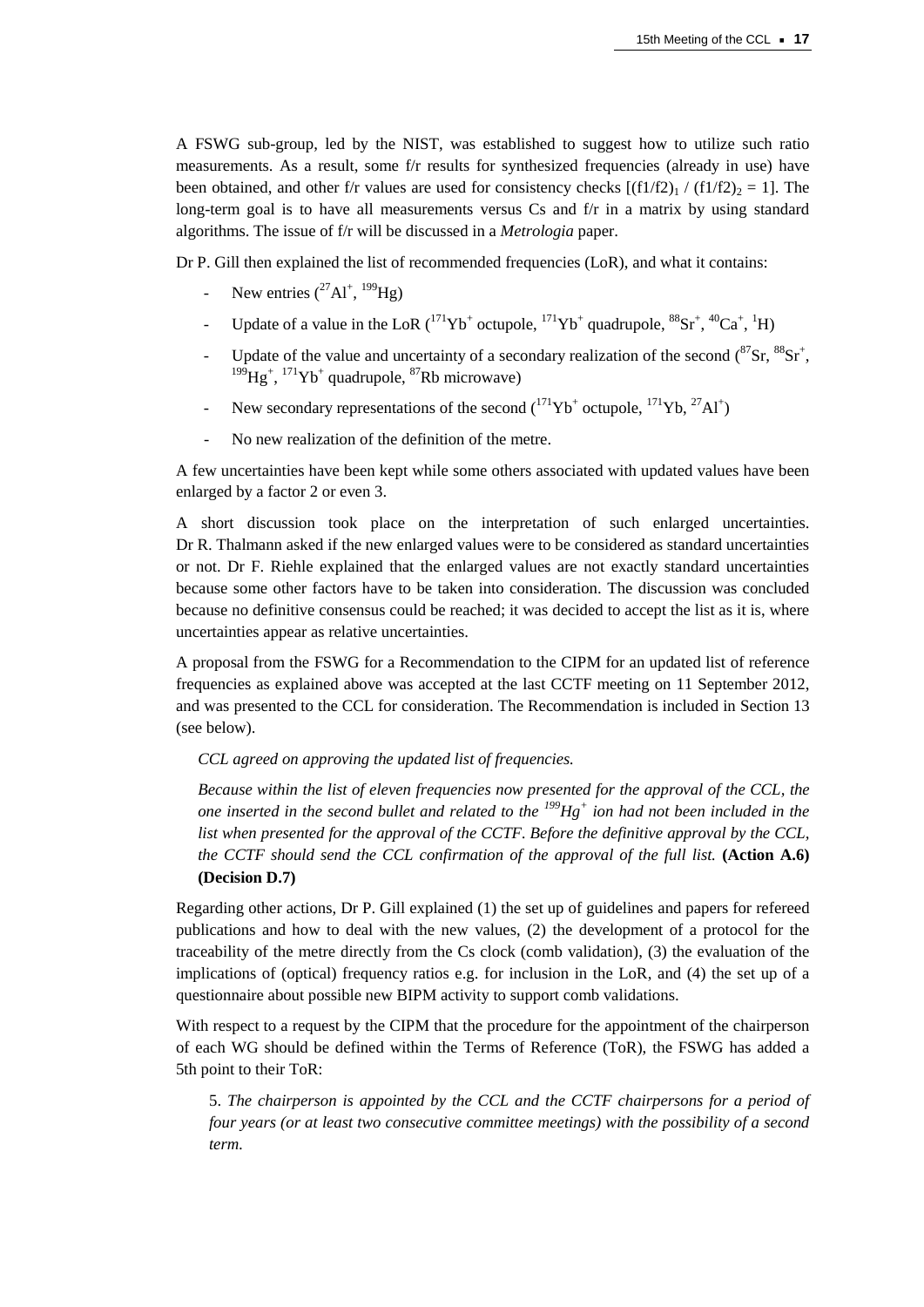A FSWG sub-group, led by the NIST, was established to suggest how to utilize such ratio measurements. As a result, some f/r results for synthesized frequencies (already in use) have been obtained, and other f/r values are used for consistency checks $[(f1/f2)_1 / (f1/f2)_2 = 1]$. The long-term goal is to have all measurements versus Cs and f/r in a matrix by using standard algorithms. The issue of f/r will be discussed in a *Metrologia* paper.

Dr P. Gill then explained the list of recommended frequencies (LoR), and what it contains:

- New entries ($^{27}Al^+$, $^{199}Hg$)
- Update of a value in the LoR ($^{171}Yb^+$ octupole, $^{171}Yb^+$ quadrupole, $^{88}Sr^+$, $^{40}Ca^+$, $^{1}H$)
- Update of the value and uncertainty of a secondary realization of the second ($^{87}Sr$, $^{88}Sr^+$, $^{199}Hg^+$, $^{171}Yb^+$ quadrupole, $^{87}Rb$ microwave)
- New secondary representations of the second ($^{171}Yb^+$ octupole, $^{171}Yb$, $^{27}Al^+$)
- No new realization of the definition of the metre.

A few uncertainties have been kept while some others associated with updated values have been enlarged by a factor 2 or even 3.

A short discussion took place on the interpretation of such enlarged uncertainties. Dr R. Thalmann asked if the new enlarged values were to be considered as standard uncertainties or not. Dr F. Riehle explained that the enlarged values are not exactly standard uncertainties because some other factors have to be taken into consideration. The discussion was concluded because no definitive consensus could be reached; it was decided to accept the list as it is, where uncertainties appear as relative uncertainties.

A proposal from the FSWG for a Recommendation to the CIPM for an updated list of reference frequencies as explained above was accepted at the last CCTF meeting on 11 September 2012, and was presented to the CCL for consideration. The Recommendation is included in Section 13 (see below).

*CCL agreed on approving the updated list of frequencies.*

*Because within the list of eleven frequencies now presented for the approval of the CCL, the one inserted in the second bullet and related to the $^{199}Hg^+$ ion had not been included in the list when presented for the approval of the CCTF. Before the definitive approval by the CCL, the CCTF should send the CCL confirmation of the approval of the full list.* **(Action A.6) (Decision D.7)**

Regarding other actions, Dr P. Gill explained (1) the set up of guidelines and papers for refereed publications and how to deal with the new values, (2) the development of a protocol for the traceability of the metre directly from the Cs clock (comb validation), (3) the evaluation of the implications of (optical) frequency ratios e.g. for inclusion in the LoR, and (4) the set up of a questionnaire about possible new BIPM activity to support comb validations.

With respect to a request by the CIPM that the procedure for the appointment of the chairperson of each WG should be defined within the Terms of Reference (ToR), the FSWG has added a 5th point to their ToR:

5. *The chairperson is appointed by the CCL and the CCTF chairpersons for a period of four years (or at least two consecutive committee meetings) with the possibility of a second term.*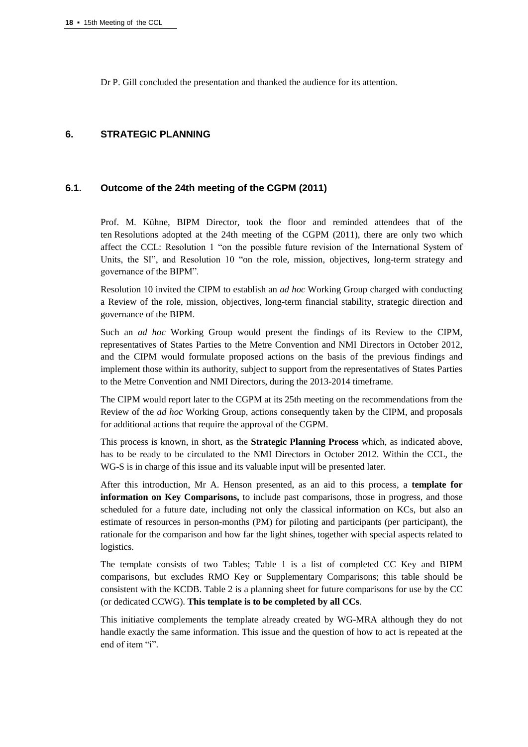Dr P. Gill concluded the presentation and thanked the audience for its attention.

## 6. STRATEGIC PLANNING

### 6.1. Outcome of the 24th meeting of the CGPM (2011)

Prof. M. Kühne, BIPM Director, took the floor and reminded attendees that of the ten Resolutions adopted at the 24th meeting of the CGPM (2011), there are only two which affect the CCL: Resolution 1 "on the possible future revision of the International System of Units, the SI", and Resolution 10 "on the role, mission, objectives, long-term strategy and governance of the BIPM".

Resolution 10 invited the CIPM to establish an *ad hoc* Working Group charged with conducting a Review of the role, mission, objectives, long-term financial stability, strategic direction and governance of the BIPM.

Such an *ad hoc* Working Group would present the findings of its Review to the CIPM, representatives of States Parties to the Metre Convention and NMI Directors in October 2012, and the CIPM would formulate proposed actions on the basis of the previous findings and implement those within its authority, subject to support from the representatives of States Parties to the Metre Convention and NMI Directors, during the 2013-2014 timeframe.

The CIPM would report later to the CGPM at its 25th meeting on the recommendations from the Review of the *ad hoc* Working Group, actions consequently taken by the CIPM, and proposals for additional actions that require the approval of the CGPM.

This process is known, in short, as the **Strategic Planning Process** which, as indicated above, has to be ready to be circulated to the NMI Directors in October 2012. Within the CCL, the WG-S is in charge of this issue and its valuable input will be presented later.

After this introduction, Mr A. Henson presented, as an aid to this process, a **template for information on Key Comparisons,** to include past comparisons, those in progress, and those scheduled for a future date, including not only the classical information on KCs, but also an estimate of resources in person-months (PM) for piloting and participants (per participant), the rationale for the comparison and how far the light shines, together with special aspects related to logistics.

The template consists of two Tables; Table 1 is a list of completed CC Key and BIPM comparisons, but excludes RMO Key or Supplementary Comparisons; this table should be consistent with the KCDB. Table 2 is a planning sheet for future comparisons for use by the CC (or dedicated CCWG). **This template is to be completed by all CCs**.

This initiative complements the template already created by WG-MRA although they do not handle exactly the same information. This issue and the question of how to act is repeated at the end of item "i".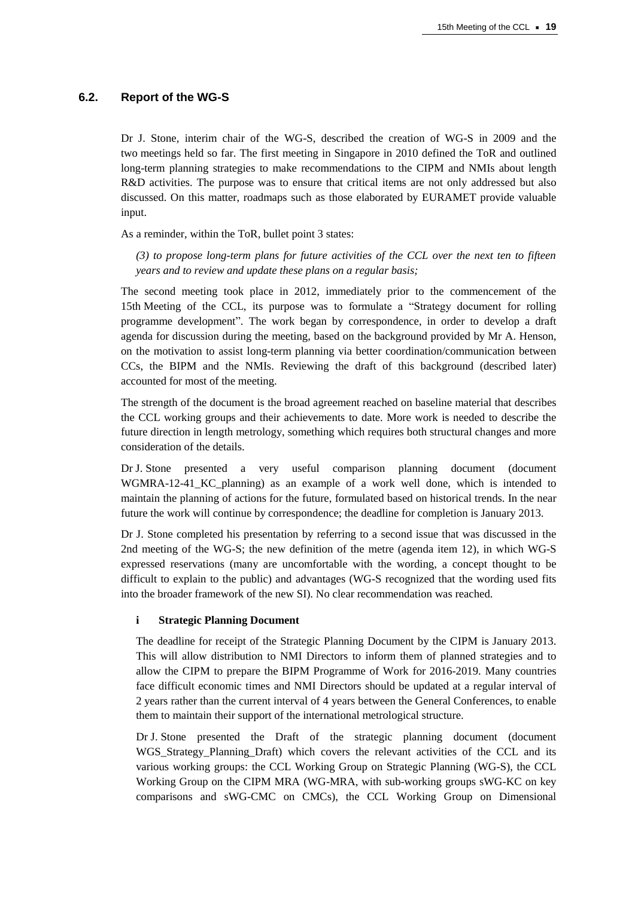### 6.2. Report of the WG-S

Dr J. Stone, interim chair of the WG-S, described the creation of WG-S in 2009 and the two meetings held so far. The first meeting in Singapore in 2010 defined the ToR and outlined long-term planning strategies to make recommendations to the CIPM and NMIs about length R&D activities. The purpose was to ensure that critical items are not only addressed but also discussed. On this matter, roadmaps such as those elaborated by EURAMET provide valuable input.

As a reminder, within the ToR, bullet point 3 states:

*(3) to propose long-term plans for future activities of the CCL over the next ten to fifteen years and to review and update these plans on a regular basis;*

The second meeting took place in 2012, immediately prior to the commencement of the 15th Meeting of the CCL, its purpose was to formulate a "Strategy document for rolling programme development". The work began by correspondence, in order to develop a draft agenda for discussion during the meeting, based on the background provided by Mr A. Henson, on the motivation to assist long-term planning via better coordination/communication between CCs, the BIPM and the NMIs. Reviewing the draft of this background (described later) accounted for most of the meeting.

The strength of the document is the broad agreement reached on baseline material that describes the CCL working groups and their achievements to date. More work is needed to describe the future direction in length metrology, something which requires both structural changes and more consideration of the details.

Dr J. Stone presented a very useful comparison planning document (document WGMRA-12-41_KC_planning) as an example of a work well done, which is intended to maintain the planning of actions for the future, formulated based on historical trends. In the near future the work will continue by correspondence; the deadline for completion is January 2013.

Dr J. Stone completed his presentation by referring to a second issue that was discussed in the 2nd meeting of the WG-S; the new definition of the metre (agenda item 12), in which WG-S expressed reservations (many are uncomfortable with the wording, a concept thought to be difficult to explain to the public) and advantages (WG-S recognized that the wording used fits into the broader framework of the new SI). No clear recommendation was reached.

#### i Strategic Planning Document

The deadline for receipt of the Strategic Planning Document by the CIPM is January 2013. This will allow distribution to NMI Directors to inform them of planned strategies and to allow the CIPM to prepare the BIPM Programme of Work for 2016-2019. Many countries face difficult economic times and NMI Directors should be updated at a regular interval of 2 years rather than the current interval of 4 years between the General Conferences, to enable them to maintain their support of the international metrological structure.

Dr J. Stone presented the Draft of the strategic planning document (document WGS_Strategy_Planning_Draft) which covers the relevant activities of the CCL and its various working groups: the CCL Working Group on Strategic Planning (WG-S), the CCL Working Group on the CIPM MRA (WG-MRA, with sub-working groups sWG-KC on key comparisons and sWG-CMC on CMCs), the CCL Working Group on Dimensional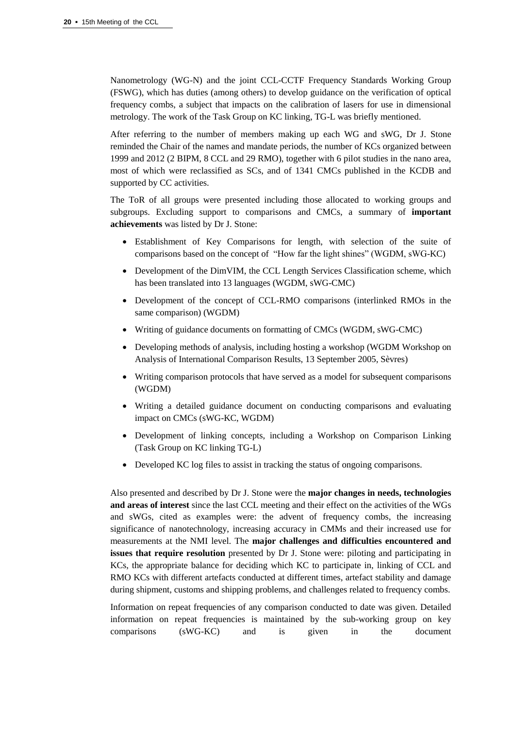Nanometrology (WG-N) and the joint CCL-CCTF Frequency Standards Working Group (FSWG), which has duties (among others) to develop guidance on the verification of optical frequency combs, a subject that impacts on the calibration of lasers for use in dimensional metrology. The work of the Task Group on KC linking, TG-L was briefly mentioned.

After referring to the number of members making up each WG and sWG, Dr J. Stone reminded the Chair of the names and mandate periods, the number of KCs organized between 1999 and 2012 (2 BIPM, 8 CCL and 29 RMO), together with 6 pilot studies in the nano area, most of which were reclassified as SCs, and of 1341 CMCs published in the KCDB and supported by CC activities.

The ToR of all groups were presented including those allocated to working groups and subgroups. Excluding support to comparisons and CMCs, a summary of **important achievements** was listed by Dr J. Stone:

- Establishment of Key Comparisons for length, with selection of the suite of comparisons based on the concept of "How far the light shines" (WGDM, sWG-KC)
- Development of the DimVIM, the CCL Length Services Classification scheme, which has been translated into 13 languages (WGDM, sWG-CMC)
- Development of the concept of CCL-RMO comparisons (interlinked RMOs in the same comparison) (WGDM)
- Writing of guidance documents on formatting of CMCs (WGDM, sWG-CMC)
- Developing methods of analysis, including hosting a workshop (WGDM Workshop on Analysis of International Comparison Results, 13 September 2005, Sèvres)
- Writing comparison protocols that have served as a model for subsequent comparisons (WGDM)
- Writing a detailed guidance document on conducting comparisons and evaluating impact on CMCs (sWG-KC, WGDM)
- Development of linking concepts, including a Workshop on Comparison Linking (Task Group on KC linking TG-L)
- Developed KC log files to assist in tracking the status of ongoing comparisons.

Also presented and described by Dr J. Stone were the **major changes in needs, technologies and areas of interest** since the last CCL meeting and their effect on the activities of the WGs and sWGs, cited as examples were: the advent of frequency combs, the increasing significance of nanotechnology, increasing accuracy in CMMs and their increased use for measurements at the NMI level. The **major challenges and difficulties encountered and issues that require resolution** presented by Dr J. Stone were: piloting and participating in KCs, the appropriate balance for deciding which KC to participate in, linking of CCL and RMO KCs with different artefacts conducted at different times, artefact stability and damage during shipment, customs and shipping problems, and challenges related to frequency combs.

Information on repeat frequencies of any comparison conducted to date was given. Detailed information on repeat frequencies is maintained by the sub-working group on key comparisons (sWG-KC) and is given in the document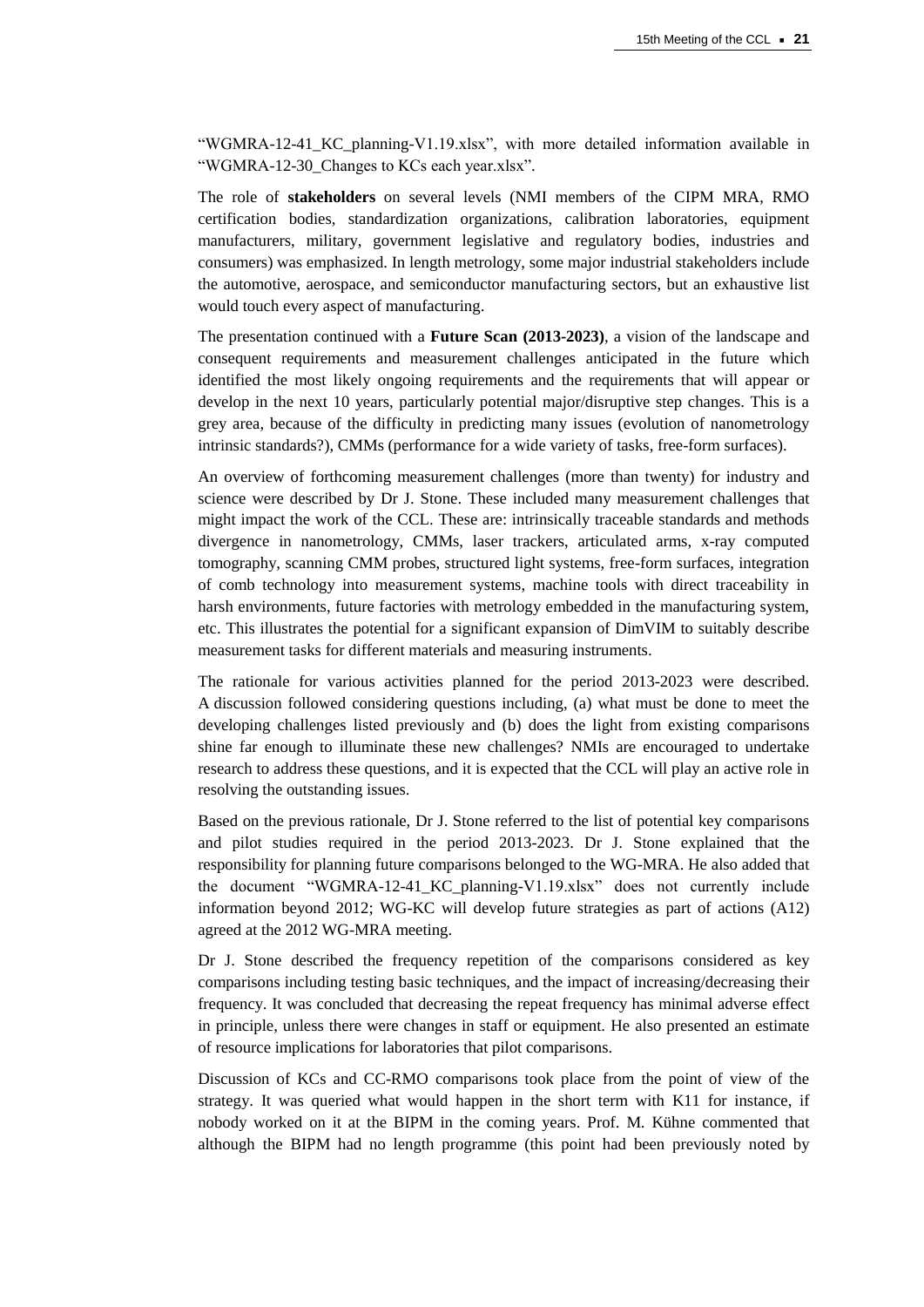"WGMRA-12-41_KC_planning-V1.19.xlsx", with more detailed information available in "WGMRA-12-30_Changes to KCs each year.xlsx".

The role of **stakeholders** on several levels (NMI members of the CIPM MRA, RMO certification bodies, standardization organizations, calibration laboratories, equipment manufacturers, military, government legislative and regulatory bodies, industries and consumers) was emphasized. In length metrology, some major industrial stakeholders include the automotive, aerospace, and semiconductor manufacturing sectors, but an exhaustive list would touch every aspect of manufacturing.

The presentation continued with a **Future Scan (2013-2023)**, a vision of the landscape and consequent requirements and measurement challenges anticipated in the future which identified the most likely ongoing requirements and the requirements that will appear or develop in the next 10 years, particularly potential major/disruptive step changes. This is a grey area, because of the difficulty in predicting many issues (evolution of nanometrology intrinsic standards?), CMMs (performance for a wide variety of tasks, free-form surfaces).

An overview of forthcoming measurement challenges (more than twenty) for industry and science were described by Dr J. Stone. These included many measurement challenges that might impact the work of the CCL. These are: intrinsically traceable standards and methods divergence in nanometrology, CMMs, laser trackers, articulated arms, x-ray computed tomography, scanning CMM probes, structured light systems, free-form surfaces, integration of comb technology into measurement systems, machine tools with direct traceability in harsh environments, future factories with metrology embedded in the manufacturing system, etc. This illustrates the potential for a significant expansion of DimVIM to suitably describe measurement tasks for different materials and measuring instruments.

The rationale for various activities planned for the period 2013-2023 were described. A discussion followed considering questions including, (a) what must be done to meet the developing challenges listed previously and (b) does the light from existing comparisons shine far enough to illuminate these new challenges? NMIs are encouraged to undertake research to address these questions, and it is expected that the CCL will play an active role in resolving the outstanding issues.

Based on the previous rationale, Dr J. Stone referred to the list of potential key comparisons and pilot studies required in the period 2013-2023. Dr J. Stone explained that the responsibility for planning future comparisons belonged to the WG-MRA. He also added that the document "WGMRA-12-41_KC_planning-V1.19.xlsx" does not currently include information beyond 2012; WG-KC will develop future strategies as part of actions (A12) agreed at the 2012 WG-MRA meeting.

Dr J. Stone described the frequency repetition of the comparisons considered as key comparisons including testing basic techniques, and the impact of increasing/decreasing their frequency. It was concluded that decreasing the repeat frequency has minimal adverse effect in principle, unless there were changes in staff or equipment. He also presented an estimate of resource implications for laboratories that pilot comparisons.

Discussion of KCs and CC-RMO comparisons took place from the point of view of the strategy. It was queried what would happen in the short term with K11 for instance, if nobody worked on it at the BIPM in the coming years. Prof. M. Kühne commented that although the BIPM had no length programme (this point had been previously noted by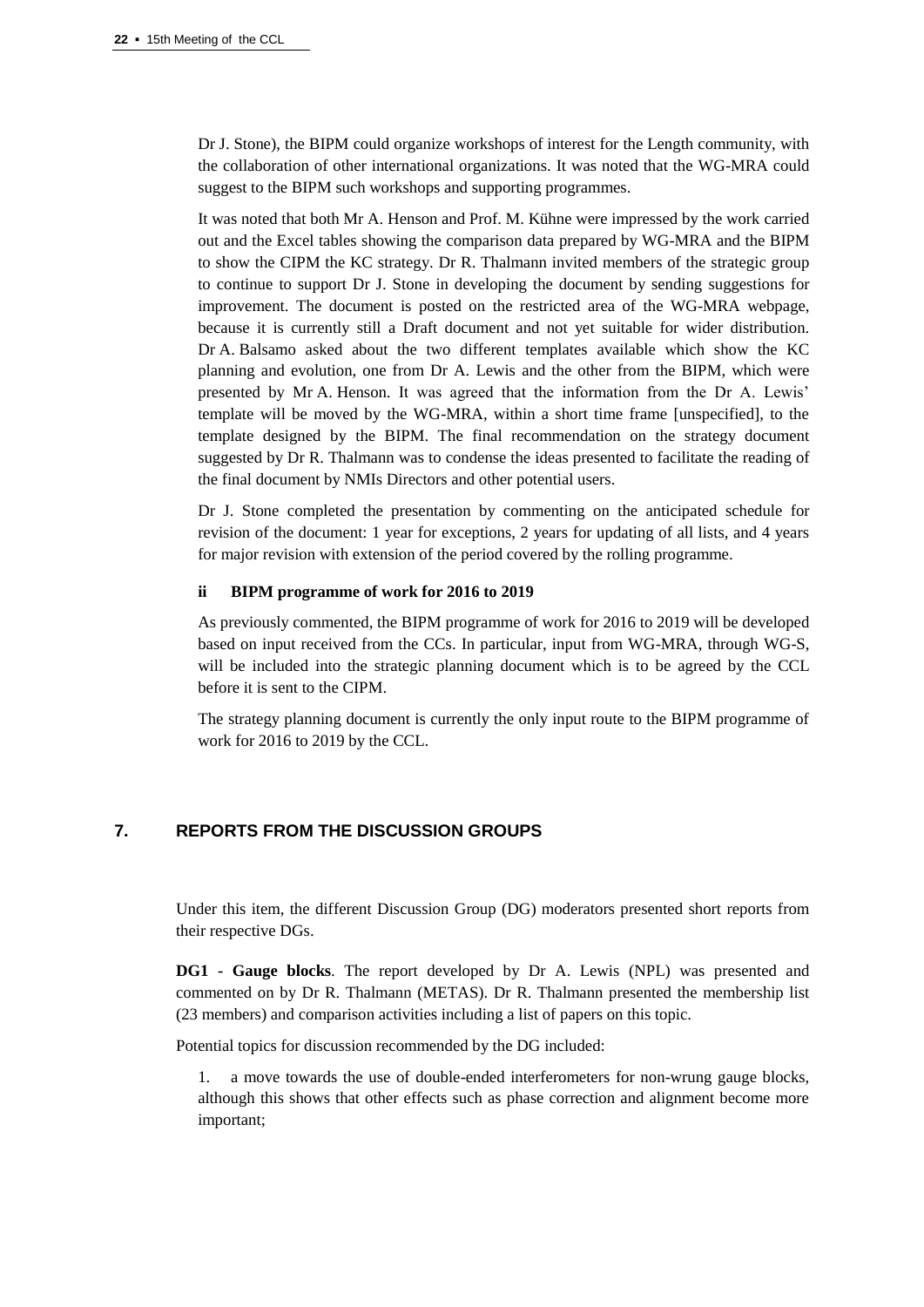Dr J. Stone), the BIPM could organize workshops of interest for the Length community, with the collaboration of other international organizations. It was noted that the WG-MRA could suggest to the BIPM such workshops and supporting programmes.

It was noted that both Mr A. Henson and Prof. M. Kühne were impressed by the work carried out and the Excel tables showing the comparison data prepared by WG-MRA and the BIPM to show the CIPM the KC strategy. Dr R. Thalmann invited members of the strategic group to continue to support Dr J. Stone in developing the document by sending suggestions for improvement. The document is posted on the restricted area of the WG-MRA webpage, because it is currently still a Draft document and not yet suitable for wider distribution. Dr A. Balsamo asked about the two different templates available which show the KC planning and evolution, one from Dr A. Lewis and the other from the BIPM, which were presented by Mr A. Henson. It was agreed that the information from the Dr A. Lewis' template will be moved by the WG-MRA, within a short time frame [unspecified], to the template designed by the BIPM. The final recommendation on the strategy document suggested by Dr R. Thalmann was to condense the ideas presented to facilitate the reading of the final document by NMIs Directors and other potential users.

Dr J. Stone completed the presentation by commenting on the anticipated schedule for revision of the document: 1 year for exceptions, 2 years for updating of all lists, and 4 years for major revision with extension of the period covered by the rolling programme.

#### ii BIPM programme of work for 2016 to 2019

As previously commented, the BIPM programme of work for 2016 to 2019 will be developed based on input received from the CCs. In particular, input from WG-MRA, through WG-S, will be included into the strategic planning document which is to be agreed by the CCL before it is sent to the CIPM.

The strategy planning document is currently the only input route to the BIPM programme of work for 2016 to 2019 by the CCL.

## 7. REPORTS FROM THE DISCUSSION GROUPS

Under this item, the different Discussion Group (DG) moderators presented short reports from their respective DGs.

**DG1 - Gauge blocks**. The report developed by Dr A. Lewis (NPL) was presented and commented on by Dr R. Thalmann (METAS). Dr R. Thalmann presented the membership list (23 members) and comparison activities including a list of papers on this topic.

Potential topics for discussion recommended by the DG included:

1. a move towards the use of double-ended interferometers for non-wrung gauge blocks, although this shows that other effects such as phase correction and alignment become more important;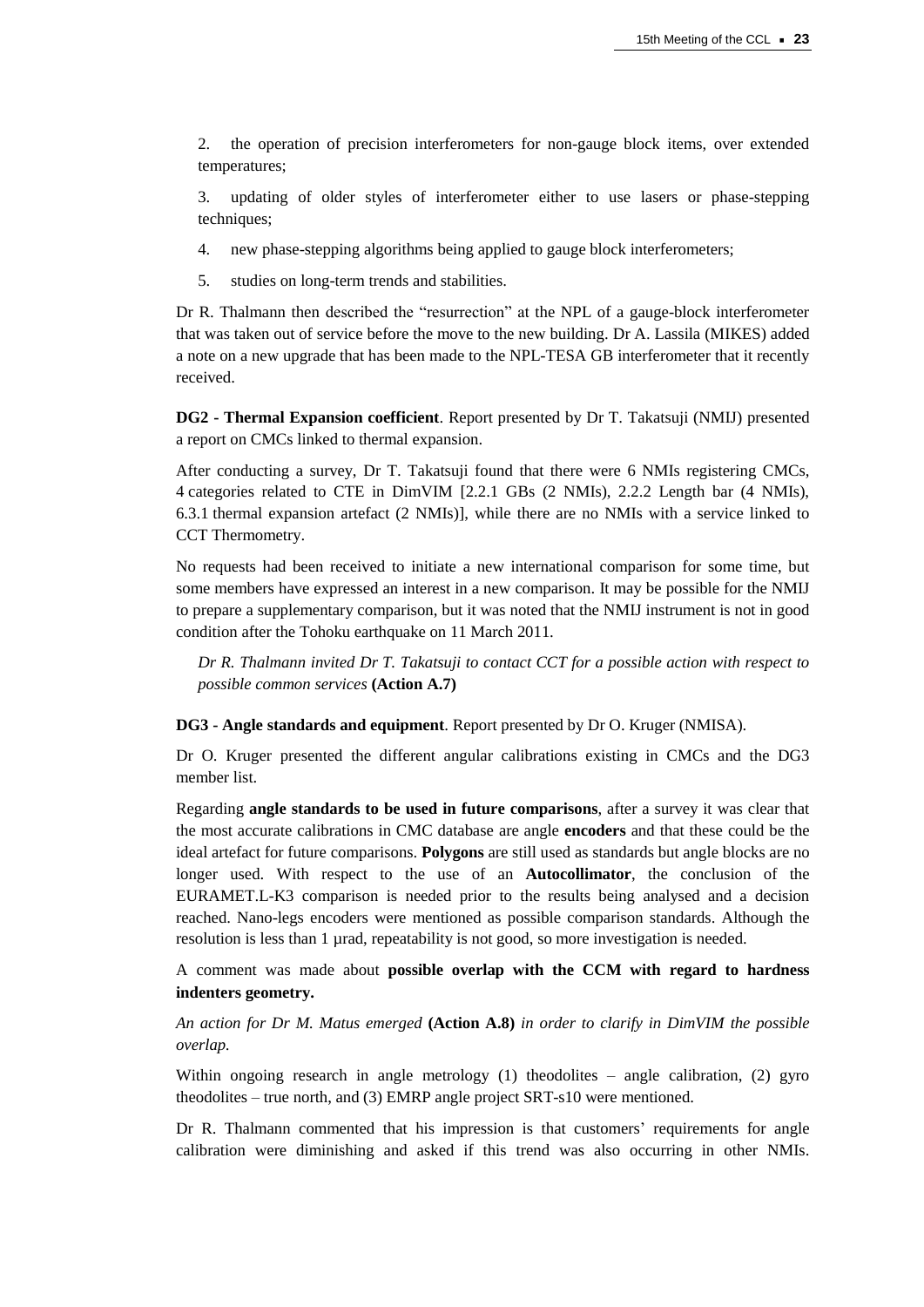2. the operation of precision interferometers for non-gauge block items, over extended temperatures;

3. updating of older styles of interferometer either to use lasers or phase-stepping techniques;

4. new phase-stepping algorithms being applied to gauge block interferometers;

5. studies on long-term trends and stabilities.

Dr R. Thalmann then described the "resurrection" at the NPL of a gauge-block interferometer that was taken out of service before the move to the new building. Dr A. Lassila (MIKES) added a note on a new upgrade that has been made to the NPL-TESA GB interferometer that it recently received.

**DG2 - Thermal Expansion coefficient**. Report presented by Dr T. Takatsuji (NMIJ) presented a report on CMCs linked to thermal expansion.

After conducting a survey, Dr T. Takatsuji found that there were 6 NMIs registering CMCs, 4 categories related to CTE in DimVIM [2.2.1 GBs (2 NMIs), 2.2.2 Length bar (4 NMIs), 6.3.1 thermal expansion artefact (2 NMIs)], while there are no NMIs with a service linked to CCT Thermometry.

No requests had been received to initiate a new international comparison for some time, but some members have expressed an interest in a new comparison. It may be possible for the NMIJ to prepare a supplementary comparison, but it was noted that the NMIJ instrument is not in good condition after the Tohoku earthquake on 11 March 2011.

*Dr R. Thalmann invited Dr T. Takatsuji to contact CCT for a possible action with respect to possible common services* **(Action A.7)**

**DG3 - Angle standards and equipment**. Report presented by Dr O. Kruger (NMISA).

Dr O. Kruger presented the different angular calibrations existing in CMCs and the DG3 member list.

Regarding **angle standards to be used in future comparisons**, after a survey it was clear that the most accurate calibrations in CMC database are angle **encoders** and that these could be the ideal artefact for future comparisons. **Polygons** are still used as standards but angle blocks are no longer used. With respect to the use of an **Autocollimator**, the conclusion of the EURAMET.L-K3 comparison is needed prior to the results being analysed and a decision reached. Nano-legs encoders were mentioned as possible comparison standards. Although the resolution is less than 1 µrad, repeatability is not good, so more investigation is needed.

A comment was made about **possible overlap with the CCM with regard to hardness indenters geometry.**

*An action for Dr M. Matus emerged* **(Action A.8)** *in order to clarify in DimVIM the possible overlap.*

Within ongoing research in angle metrology (1) theodolites – angle calibration, (2) gyro theodolites – true north, and (3) EMRP angle project SRT-s10 were mentioned.

Dr R. Thalmann commented that his impression is that customers' requirements for angle calibration were diminishing and asked if this trend was also occurring in other NMIs.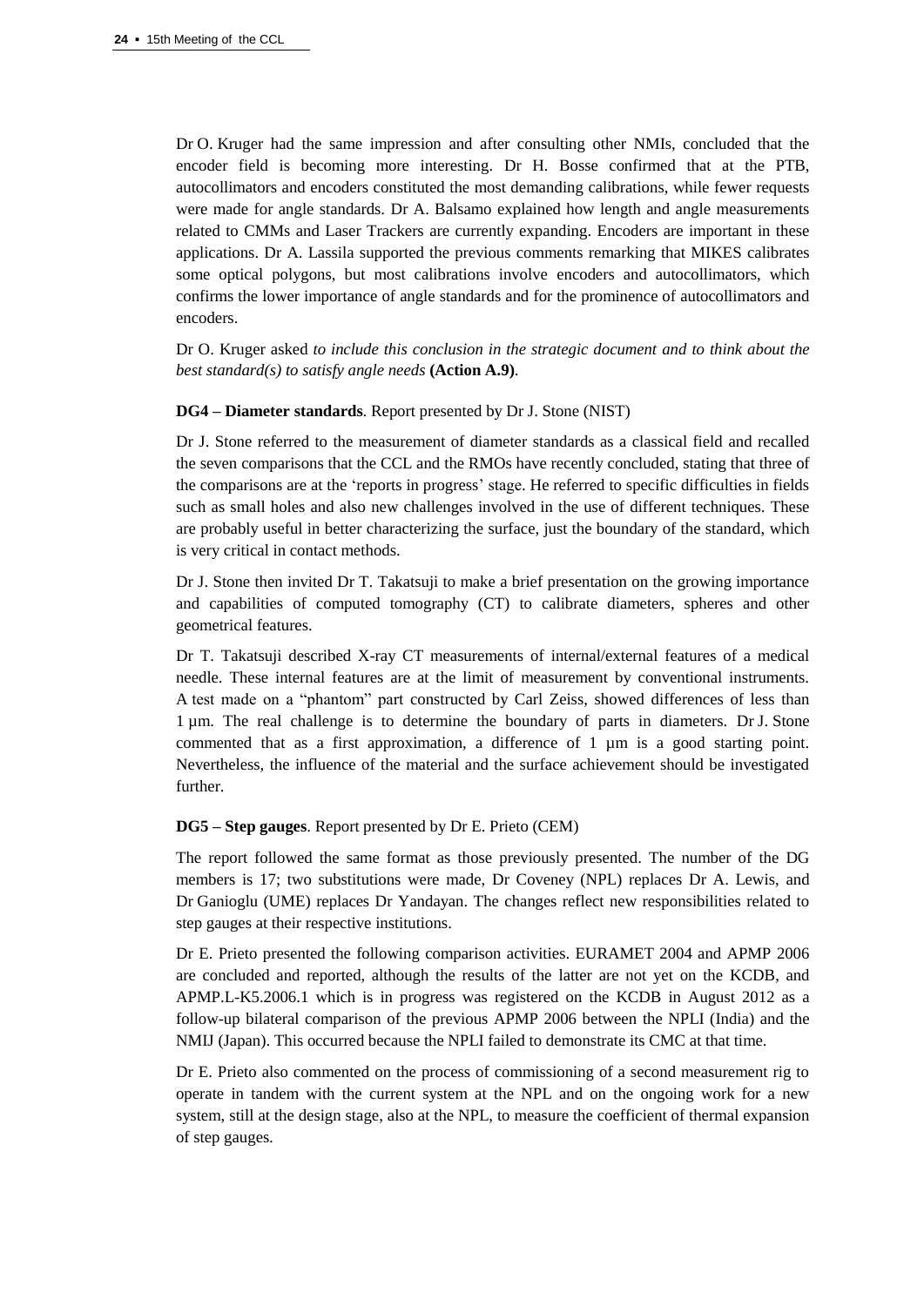Dr O. Kruger had the same impression and after consulting other NMIs, concluded that the encoder field is becoming more interesting. Dr H. Bosse confirmed that at the PTB, autocollimators and encoders constituted the most demanding calibrations, while fewer requests were made for angle standards. Dr A. Balsamo explained how length and angle measurements related to CMMs and Laser Trackers are currently expanding. Encoders are important in these applications. Dr A. Lassila supported the previous comments remarking that MIKES calibrates some optical polygons, but most calibrations involve encoders and autocollimators, which confirms the lower importance of angle standards and for the prominence of autocollimators and encoders.

Dr O. Kruger asked *to include this conclusion in the strategic document and to think about the best standard(s) to satisfy angle needs* **(Action A.9)**.

**DG4 – Diameter standards**. Report presented by Dr J. Stone (NIST)

Dr J. Stone referred to the measurement of diameter standards as a classical field and recalled the seven comparisons that the CCL and the RMOs have recently concluded, stating that three of the comparisons are at the 'reports in progress' stage. He referred to specific difficulties in fields such as small holes and also new challenges involved in the use of different techniques. These are probably useful in better characterizing the surface, just the boundary of the standard, which is very critical in contact methods.

Dr J. Stone then invited Dr T. Takatsuji to make a brief presentation on the growing importance and capabilities of computed tomography (CT) to calibrate diameters, spheres and other geometrical features.

Dr T. Takatsuji described X-ray CT measurements of internal/external features of a medical needle. These internal features are at the limit of measurement by conventional instruments. A test made on a "phantom" part constructed by Carl Zeiss, showed differences of less than 1 µm. The real challenge is to determine the boundary of parts in diameters. Dr J. Stone commented that as a first approximation, a difference of 1 µm is a good starting point. Nevertheless, the influence of the material and the surface achievement should be investigated further.

**DG5 – Step gauges**. Report presented by Dr E. Prieto (CEM)

The report followed the same format as those previously presented. The number of the DG members is 17; two substitutions were made, Dr Coveney (NPL) replaces Dr A. Lewis, and Dr Ganioglu (UME) replaces Dr Yandayan. The changes reflect new responsibilities related to step gauges at their respective institutions.

Dr E. Prieto presented the following comparison activities. EURAMET 2004 and APMP 2006 are concluded and reported, although the results of the latter are not yet on the KCDB, and APMP.L-K5.2006.1 which is in progress was registered on the KCDB in August 2012 as a follow-up bilateral comparison of the previous APMP 2006 between the NPLI (India) and the NMIJ (Japan). This occurred because the NPLI failed to demonstrate its CMC at that time.

Dr E. Prieto also commented on the process of commissioning of a second measurement rig to operate in tandem with the current system at the NPL and on the ongoing work for a new system, still at the design stage, also at the NPL, to measure the coefficient of thermal expansion of step gauges.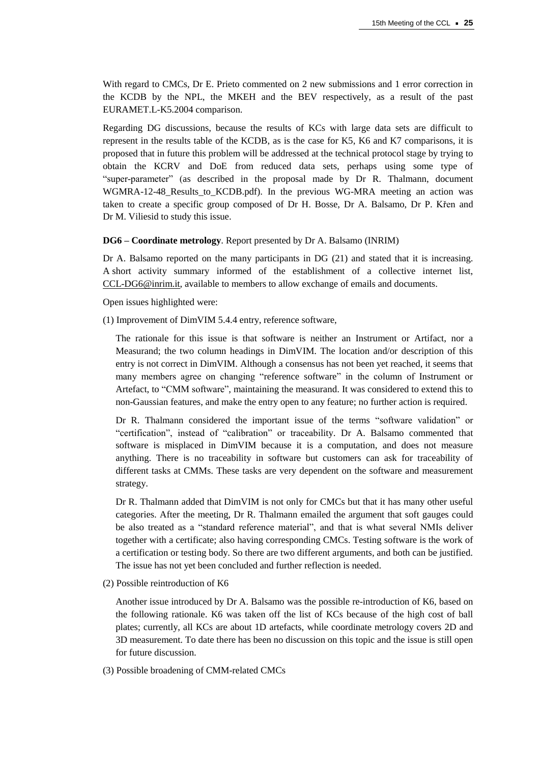With regard to CMCs, Dr E. Prieto commented on 2 new submissions and 1 error correction in the KCDB by the NPL, the MKEH and the BEV respectively, as a result of the past EURAMET.L-K5.2004 comparison.

Regarding DG discussions, because the results of KCs with large data sets are difficult to represent in the results table of the KCDB, as is the case for K5, K6 and K7 comparisons, it is proposed that in future this problem will be addressed at the technical protocol stage by trying to obtain the KCRV and DoE from reduced data sets, perhaps using some type of "super-parameter" (as described in the proposal made by Dr R. Thalmann, document WGMRA-12-48_Results_to_KCDB.pdf). In the previous WG-MRA meeting an action was taken to create a specific group composed of Dr H. Bosse, Dr A. Balsamo, Dr P. Křen and Dr M. Viliesid to study this issue.

**DG6 – Coordinate metrology**. Report presented by Dr A. Balsamo (INRIM)

Dr A. Balsamo reported on the many participants in DG (21) and stated that it is increasing. A short activity summary informed of the establishment of a collective internet list, CCL-DG6@inrim.it, available to members to allow exchange of emails and documents.

Open issues highlighted were:

(1) Improvement of DimVIM 5.4.4 entry, reference software,

The rationale for this issue is that software is neither an Instrument or Artifact, nor a Measurand; the two column headings in DimVIM. The location and/or description of this entry is not correct in DimVIM. Although a consensus has not been yet reached, it seems that many members agree on changing "reference software" in the column of Instrument or Artefact, to "CMM software", maintaining the measurand. It was considered to extend this to non-Gaussian features, and make the entry open to any feature; no further action is required.

Dr R. Thalmann considered the important issue of the terms "software validation" or "certification", instead of "calibration" or traceability. Dr A. Balsamo commented that software is misplaced in DimVIM because it is a computation, and does not measure anything. There is no traceability in software but customers can ask for traceability of different tasks at CMMs. These tasks are very dependent on the software and measurement strategy.

Dr R. Thalmann added that DimVIM is not only for CMCs but that it has many other useful categories. After the meeting, Dr R. Thalmann emailed the argument that soft gauges could be also treated as a "standard reference material", and that is what several NMIs deliver together with a certificate; also having corresponding CMCs. Testing software is the work of a certification or testing body. So there are two different arguments, and both can be justified. The issue has not yet been concluded and further reflection is needed.

(2) Possible reintroduction of K6

Another issue introduced by Dr A. Balsamo was the possible re-introduction of K6, based on the following rationale. K6 was taken off the list of KCs because of the high cost of ball plates; currently, all KCs are about 1D artefacts, while coordinate metrology covers 2D and 3D measurement. To date there has been no discussion on this topic and the issue is still open for future discussion.

(3) Possible broadening of CMM-related CMCs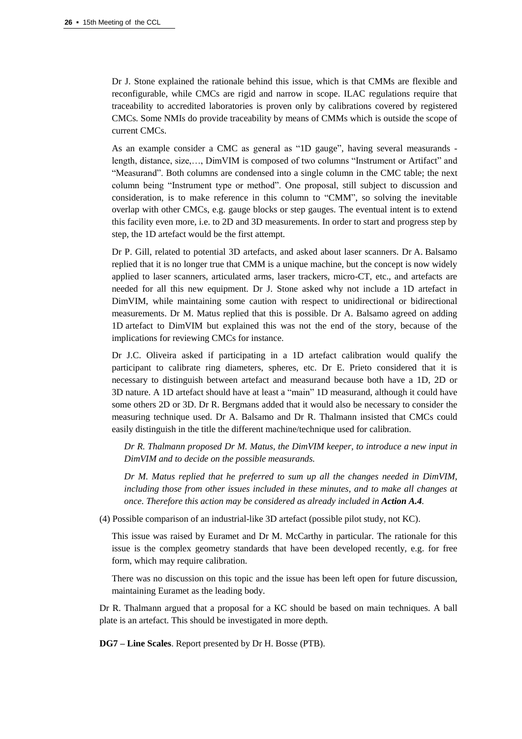Dr J. Stone explained the rationale behind this issue, which is that CMMs are flexible and reconfigurable, while CMCs are rigid and narrow in scope. ILAC regulations require that traceability to accredited laboratories is proven only by calibrations covered by registered CMCs. Some NMIs do provide traceability by means of CMMs which is outside the scope of current CMCs.

As an example consider a CMC as general as "1D gauge", having several measurands - length, distance, size,…, DimVIM is composed of two columns "Instrument or Artifact" and "Measurand". Both columns are condensed into a single column in the CMC table; the next column being "Instrument type or method". One proposal, still subject to discussion and consideration, is to make reference in this column to "CMM", so solving the inevitable overlap with other CMCs, e.g. gauge blocks or step gauges. The eventual intent is to extend this facility even more, i.e. to 2D and 3D measurements. In order to start and progress step by step, the 1D artefact would be the first attempt.

Dr P. Gill, related to potential 3D artefacts, and asked about laser scanners. Dr A. Balsamo replied that it is no longer true that CMM is a unique machine, but the concept is now widely applied to laser scanners, articulated arms, laser trackers, micro-CT, etc., and artefacts are needed for all this new equipment. Dr J. Stone asked why not include a 1D artefact in DimVIM, while maintaining some caution with respect to unidirectional or bidirectional measurements. Dr M. Matus replied that this is possible. Dr A. Balsamo agreed on adding 1D artefact to DimVIM but explained this was not the end of the story, because of the implications for reviewing CMCs for instance.

Dr J.C. Oliveira asked if participating in a 1D artefact calibration would qualify the participant to calibrate ring diameters, spheres, etc. Dr E. Prieto considered that it is necessary to distinguish between artefact and measurand because both have a 1D, 2D or 3D nature. A 1D artefact should have at least a "main" 1D measurand, although it could have some others 2D or 3D. Dr R. Bergmans added that it would also be necessary to consider the measuring technique used. Dr A. Balsamo and Dr R. Thalmann insisted that CMCs could easily distinguish in the title the different machine/technique used for calibration.

*Dr R. Thalmann proposed Dr M. Matus, the DimVIM keeper, to introduce a new input in DimVIM and to decide on the possible measurands.*

*Dr M. Matus replied that he preferred to sum up all the changes needed in DimVIM, including those from other issues included in these minutes, and to make all changes at once. Therefore this action may be considered as already included in* ***Action A.4****.*

(4) Possible comparison of an industrial-like 3D artefact (possible pilot study, not KC).

This issue was raised by Euramet and Dr M. McCarthy in particular. The rationale for this issue is the complex geometry standards that have been developed recently, e.g. for free form, which may require calibration.

There was no discussion on this topic and the issue has been left open for future discussion, maintaining Euramet as the leading body.

Dr R. Thalmann argued that a proposal for a KC should be based on main techniques. A ball plate is an artefact. This should be investigated in more depth.

**DG7 – Line Scales**. Report presented by Dr H. Bosse (PTB).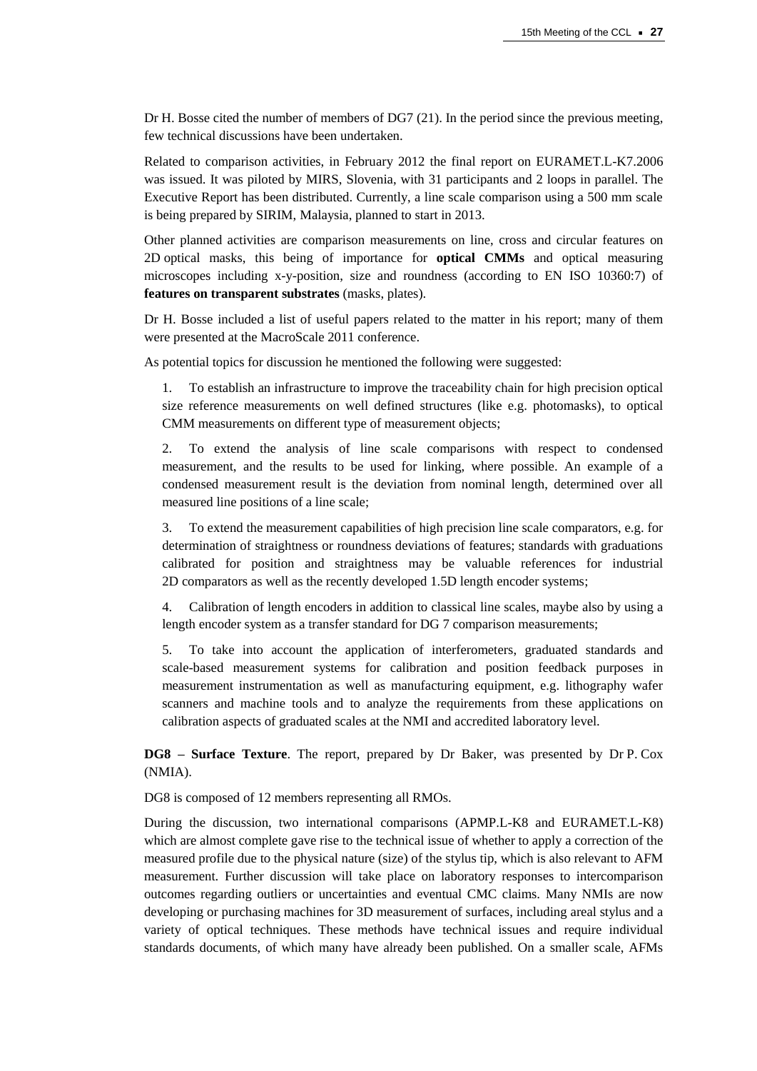Dr H. Bosse cited the number of members of DG7 (21). In the period since the previous meeting, few technical discussions have been undertaken.

Related to comparison activities, in February 2012 the final report on EURAMET.L-K7.2006 was issued. It was piloted by MIRS, Slovenia, with 31 participants and 2 loops in parallel. The Executive Report has been distributed. Currently, a line scale comparison using a 500 mm scale is being prepared by SIRIM, Malaysia, planned to start in 2013.

Other planned activities are comparison measurements on line, cross and circular features on 2D optical masks, this being of importance for **optical CMMs** and optical measuring microscopes including x-y-position, size and roundness (according to EN ISO 10360:7) of **features on transparent substrates** (masks, plates).

Dr H. Bosse included a list of useful papers related to the matter in his report; many of them were presented at the MacroScale 2011 conference.

As potential topics for discussion he mentioned the following were suggested:

1. To establish an infrastructure to improve the traceability chain for high precision optical size reference measurements on well defined structures (like e.g. photomasks), to optical CMM measurements on different type of measurement objects;

2. To extend the analysis of line scale comparisons with respect to condensed measurement, and the results to be used for linking, where possible. An example of a condensed measurement result is the deviation from nominal length, determined over all measured line positions of a line scale;

3. To extend the measurement capabilities of high precision line scale comparators, e.g. for determination of straightness or roundness deviations of features; standards with graduations calibrated for position and straightness may be valuable references for industrial 2D comparators as well as the recently developed 1.5D length encoder systems;

4. Calibration of length encoders in addition to classical line scales, maybe also by using a length encoder system as a transfer standard for DG 7 comparison measurements;

5. To take into account the application of interferometers, graduated standards and scale-based measurement systems for calibration and position feedback purposes in measurement instrumentation as well as manufacturing equipment, e.g. lithography wafer scanners and machine tools and to analyze the requirements from these applications on calibration aspects of graduated scales at the NMI and accredited laboratory level.

**DG8 – Surface Texture**. The report, prepared by Dr Baker, was presented by Dr P. Cox (NMIA).

DG8 is composed of 12 members representing all RMOs.

During the discussion, two international comparisons (APMP.L-K8 and EURAMET.L-K8) which are almost complete gave rise to the technical issue of whether to apply a correction of the measured profile due to the physical nature (size) of the stylus tip, which is also relevant to AFM measurement. Further discussion will take place on laboratory responses to intercomparison outcomes regarding outliers or uncertainties and eventual CMC claims. Many NMIs are now developing or purchasing machines for 3D measurement of surfaces, including areal stylus and a variety of optical techniques. These methods have technical issues and require individual standards documents, of which many have already been published. On a smaller scale, AFMs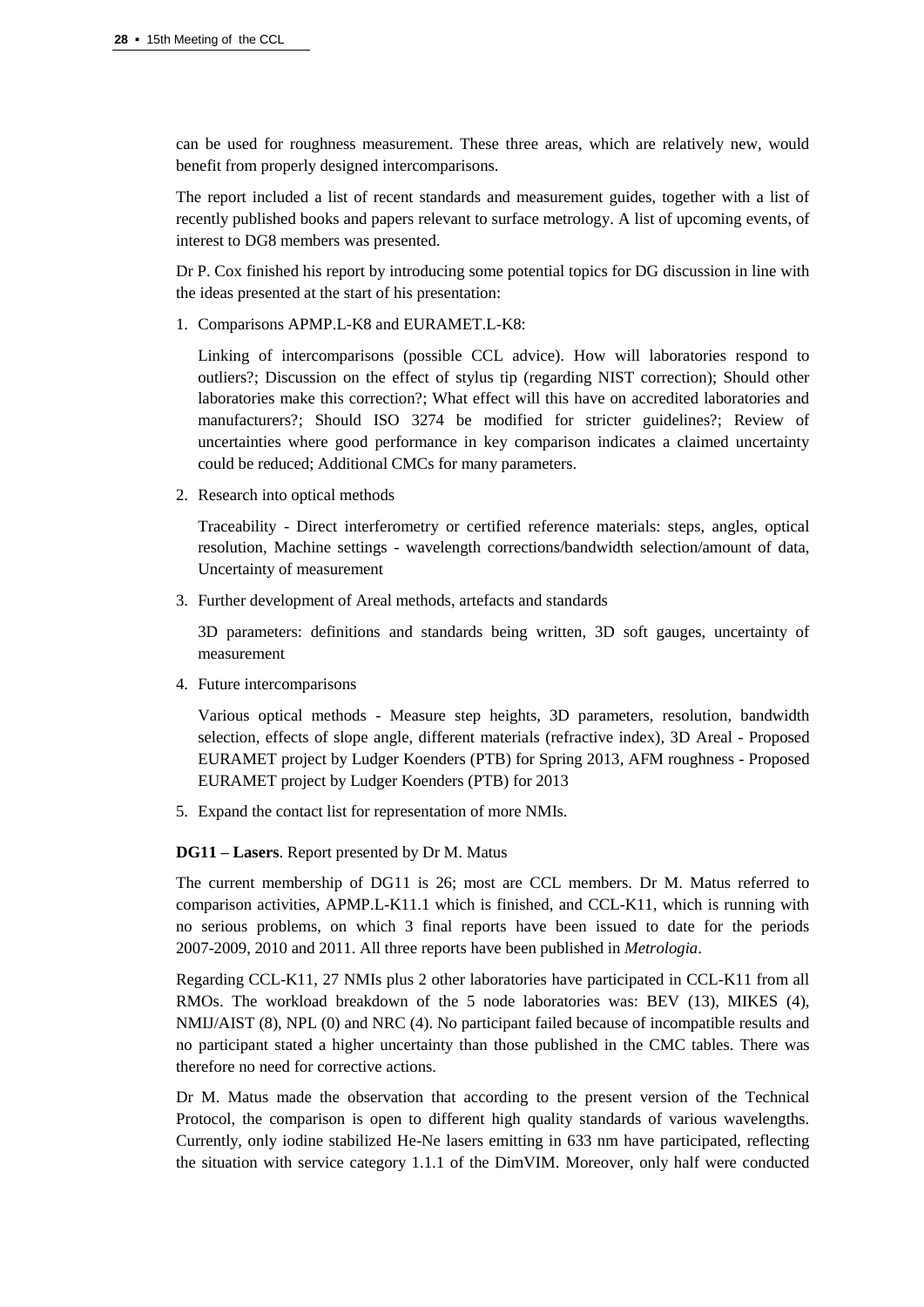can be used for roughness measurement. These three areas, which are relatively new, would benefit from properly designed intercomparisons.

The report included a list of recent standards and measurement guides, together with a list of recently published books and papers relevant to surface metrology. A list of upcoming events, of interest to DG8 members was presented.

Dr P. Cox finished his report by introducing some potential topics for DG discussion in line with the ideas presented at the start of his presentation:

1. Comparisons APMP.L-K8 and EURAMET.L-K8:

   Linking of intercomparisons (possible CCL advice). How will laboratories respond to outliers?; Discussion on the effect of stylus tip (regarding NIST correction); Should other laboratories make this correction?; What effect will this have on accredited laboratories and manufacturers?; Should ISO 3274 be modified for stricter guidelines?; Review of uncertainties where good performance in key comparison indicates a claimed uncertainty could be reduced; Additional CMCs for many parameters.

2. Research into optical methods

   Traceability - Direct interferometry or certified reference materials: steps, angles, optical resolution, Machine settings - wavelength corrections/bandwidth selection/amount of data, Uncertainty of measurement

3. Further development of Areal methods, artefacts and standards

   3D parameters: definitions and standards being written, 3D soft gauges, uncertainty of measurement

4. Future intercomparisons

   Various optical methods - Measure step heights, 3D parameters, resolution, bandwidth selection, effects of slope angle, different materials (refractive index), 3D Areal - Proposed EURAMET project by Ludger Koenders (PTB) for Spring 2013, AFM roughness - Proposed EURAMET project by Ludger Koenders (PTB) for 2013

5. Expand the contact list for representation of more NMIs.

**DG11 – Lasers**. Report presented by Dr M. Matus

The current membership of DG11 is 26; most are CCL members. Dr M. Matus referred to comparison activities, APMP.L-K11.1 which is finished, and CCL-K11, which is running with no serious problems, on which 3 final reports have been issued to date for the periods 2007-2009, 2010 and 2011. All three reports have been published in *Metrologia*.

Regarding CCL-K11, 27 NMIs plus 2 other laboratories have participated in CCL-K11 from all RMOs. The workload breakdown of the 5 node laboratories was: BEV (13), MIKES (4), NMIJ/AIST (8), NPL (0) and NRC (4). No participant failed because of incompatible results and no participant stated a higher uncertainty than those published in the CMC tables. There was therefore no need for corrective actions.

Dr M. Matus made the observation that according to the present version of the Technical Protocol, the comparison is open to different high quality standards of various wavelengths. Currently, only iodine stabilized He-Ne lasers emitting in 633 nm have participated, reflecting the situation with service category 1.1.1 of the DimVIM. Moreover, only half were conducted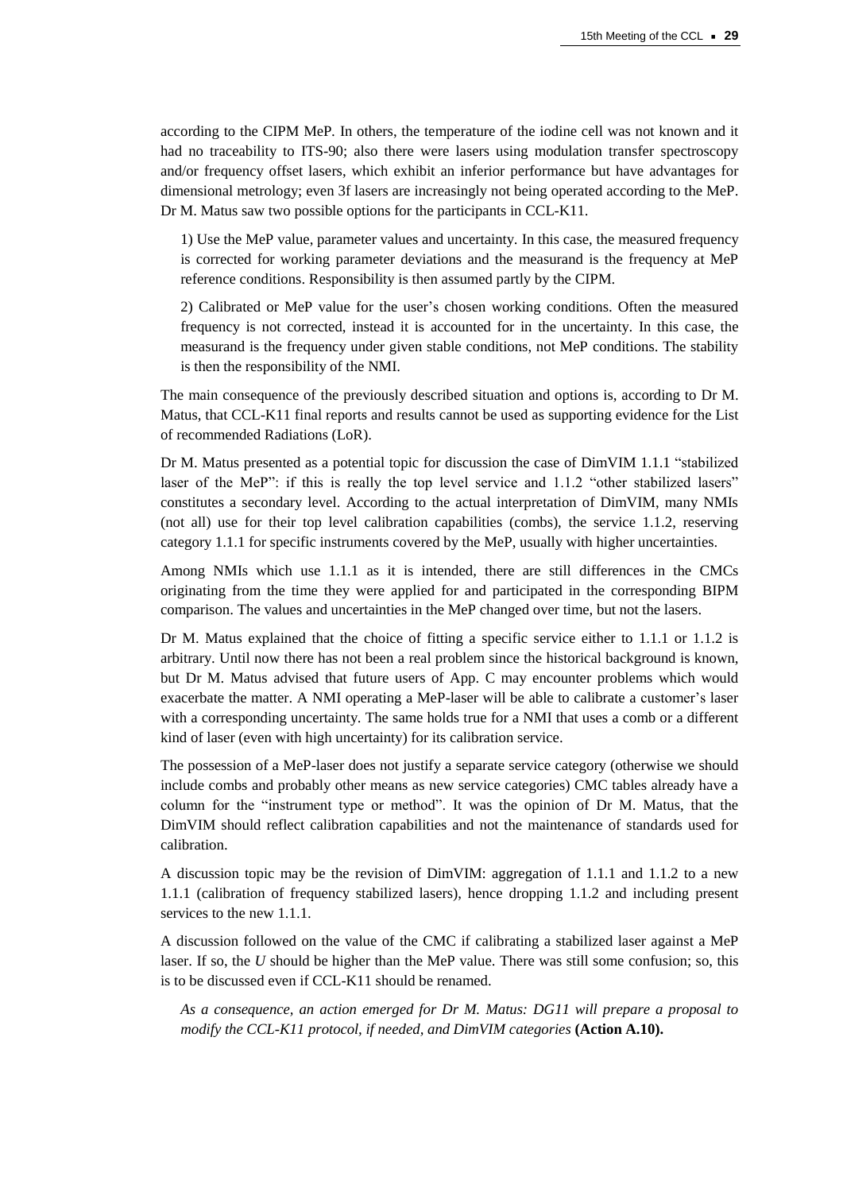according to the CIPM MeP. In others, the temperature of the iodine cell was not known and it had no traceability to ITS-90; also there were lasers using modulation transfer spectroscopy and/or frequency offset lasers, which exhibit an inferior performance but have advantages for dimensional metrology; even 3f lasers are increasingly not being operated according to the MeP. Dr M. Matus saw two possible options for the participants in CCL-K11.

1) Use the MeP value, parameter values and uncertainty. In this case, the measured frequency is corrected for working parameter deviations and the measurand is the frequency at MeP reference conditions. Responsibility is then assumed partly by the CIPM.

2) Calibrated or MeP value for the user's chosen working conditions. Often the measured frequency is not corrected, instead it is accounted for in the uncertainty. In this case, the measurand is the frequency under given stable conditions, not MeP conditions. The stability is then the responsibility of the NMI.

The main consequence of the previously described situation and options is, according to Dr M. Matus, that CCL-K11 final reports and results cannot be used as supporting evidence for the List of recommended Radiations (LoR).

Dr M. Matus presented as a potential topic for discussion the case of DimVIM 1.1.1 "stabilized laser of the MeP": if this is really the top level service and 1.1.2 "other stabilized lasers" constitutes a secondary level. According to the actual interpretation of DimVIM, many NMIs (not all) use for their top level calibration capabilities (combs), the service 1.1.2, reserving category 1.1.1 for specific instruments covered by the MeP, usually with higher uncertainties.

Among NMIs which use 1.1.1 as it is intended, there are still differences in the CMCs originating from the time they were applied for and participated in the corresponding BIPM comparison. The values and uncertainties in the MeP changed over time, but not the lasers.

Dr M. Matus explained that the choice of fitting a specific service either to 1.1.1 or 1.1.2 is arbitrary. Until now there has not been a real problem since the historical background is known, but Dr M. Matus advised that future users of App. C may encounter problems which would exacerbate the matter. A NMI operating a MeP-laser will be able to calibrate a customer's laser with a corresponding uncertainty. The same holds true for a NMI that uses a comb or a different kind of laser (even with high uncertainty) for its calibration service.

The possession of a MeP-laser does not justify a separate service category (otherwise we should include combs and probably other means as new service categories) CMC tables already have a column for the "instrument type or method". It was the opinion of Dr M. Matus, that the DimVIM should reflect calibration capabilities and not the maintenance of standards used for calibration.

A discussion topic may be the revision of DimVIM: aggregation of 1.1.1 and 1.1.2 to a new 1.1.1 (calibration of frequency stabilized lasers), hence dropping 1.1.2 and including present services to the new 1.1.1.

A discussion followed on the value of the CMC if calibrating a stabilized laser against a MeP laser. If so, the *U* should be higher than the MeP value. There was still some confusion; so, this is to be discussed even if CCL-K11 should be renamed.

*As a consequence, an action emerged for Dr M. Matus: DG11 will prepare a proposal to modify the CCL-K11 protocol, if needed, and DimVIM categories* **(Action A.10).**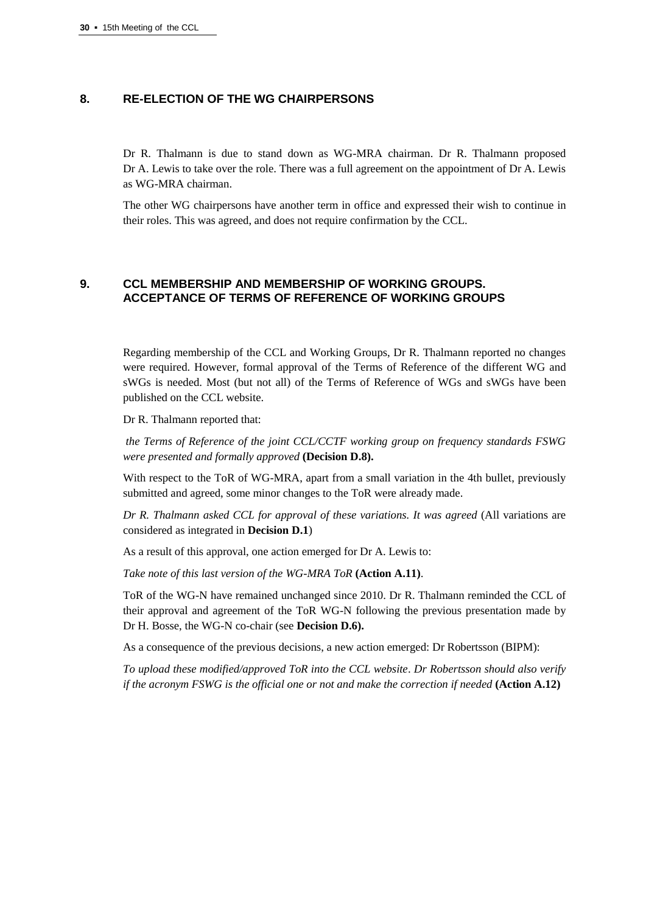## 8. RE-ELECTION OF THE WG CHAIRPERSONS

Dr R. Thalmann is due to stand down as WG-MRA chairman. Dr R. Thalmann proposed Dr A. Lewis to take over the role. There was a full agreement on the appointment of Dr A. Lewis as WG-MRA chairman.

The other WG chairpersons have another term in office and expressed their wish to continue in their roles. This was agreed, and does not require confirmation by the CCL.

## 9. CCL MEMBERSHIP AND MEMBERSHIP OF WORKING GROUPS. ACCEPTANCE OF TERMS OF REFERENCE OF WORKING GROUPS

Regarding membership of the CCL and Working Groups, Dr R. Thalmann reported no changes were required. However, formal approval of the Terms of Reference of the different WG and sWGs is needed. Most (but not all) of the Terms of Reference of WGs and sWGs have been published on the CCL website.

Dr R. Thalmann reported that:

*the Terms of Reference of the joint CCL/CCTF working group on frequency standards FSWG were presented and formally approved* **(Decision D.8).**

With respect to the ToR of WG-MRA, apart from a small variation in the 4th bullet, previously submitted and agreed, some minor changes to the ToR were already made.

*Dr R. Thalmann asked CCL for approval of these variations. It was agreed* (All variations are considered as integrated in **Decision D.1**)

As a result of this approval, one action emerged for Dr A. Lewis to:

*Take note of this last version of the WG-MRA ToR* **(Action A.11)**.

ToR of the WG-N have remained unchanged since 2010. Dr R. Thalmann reminded the CCL of their approval and agreement of the ToR WG-N following the previous presentation made by Dr H. Bosse, the WG-N co-chair (see **Decision D.6).**

As a consequence of the previous decisions, a new action emerged: Dr Robertsson (BIPM):

*To upload these modified/approved ToR into the CCL website*. *Dr Robertsson should also verify if the acronym FSWG is the official one or not and make the correction if needed* **(Action A.12)**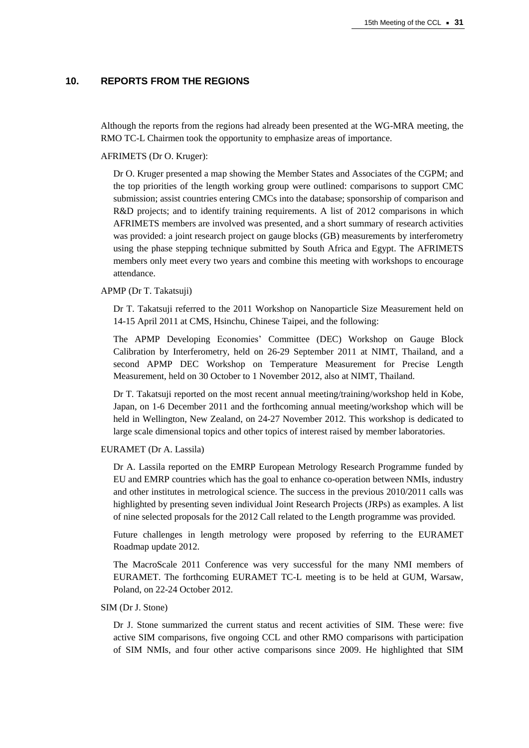## 10. REPORTS FROM THE REGIONS

Although the reports from the regions had already been presented at the WG-MRA meeting, the RMO TC-L Chairmen took the opportunity to emphasize areas of importance.

AFRIMETS (Dr O. Kruger):

Dr O. Kruger presented a map showing the Member States and Associates of the CGPM; and the top priorities of the length working group were outlined: comparisons to support CMC submission; assist countries entering CMCs into the database; sponsorship of comparison and R&D projects; and to identify training requirements. A list of 2012 comparisons in which AFRIMETS members are involved was presented, and a short summary of research activities was provided: a joint research project on gauge blocks (GB) measurements by interferometry using the phase stepping technique submitted by South Africa and Egypt. The AFRIMETS members only meet every two years and combine this meeting with workshops to encourage attendance.

APMP (Dr T. Takatsuji)

Dr T. Takatsuji referred to the 2011 Workshop on Nanoparticle Size Measurement held on 14-15 April 2011 at CMS, Hsinchu, Chinese Taipei, and the following:

The APMP Developing Economies' Committee (DEC) Workshop on Gauge Block Calibration by Interferometry, held on 26-29 September 2011 at NIMT, Thailand, and a second APMP DEC Workshop on Temperature Measurement for Precise Length Measurement, held on 30 October to 1 November 2012, also at NIMT, Thailand.

Dr T. Takatsuji reported on the most recent annual meeting/training/workshop held in Kobe, Japan, on 1-6 December 2011 and the forthcoming annual meeting/workshop which will be held in Wellington, New Zealand, on 24-27 November 2012. This workshop is dedicated to large scale dimensional topics and other topics of interest raised by member laboratories.

EURAMET (Dr A. Lassila)

Dr A. Lassila reported on the EMRP European Metrology Research Programme funded by EU and EMRP countries which has the goal to enhance co-operation between NMIs, industry and other institutes in metrological science. The success in the previous 2010/2011 calls was highlighted by presenting seven individual Joint Research Projects (JRPs) as examples. A list of nine selected proposals for the 2012 Call related to the Length programme was provided.

Future challenges in length metrology were proposed by referring to the EURAMET Roadmap update 2012.

The MacroScale 2011 Conference was very successful for the many NMI members of EURAMET. The forthcoming EURAMET TC-L meeting is to be held at GUM, Warsaw, Poland, on 22-24 October 2012.

SIM (Dr J. Stone)

Dr J. Stone summarized the current status and recent activities of SIM. These were: five active SIM comparisons, five ongoing CCL and other RMO comparisons with participation of SIM NMIs, and four other active comparisons since 2009. He highlighted that SIM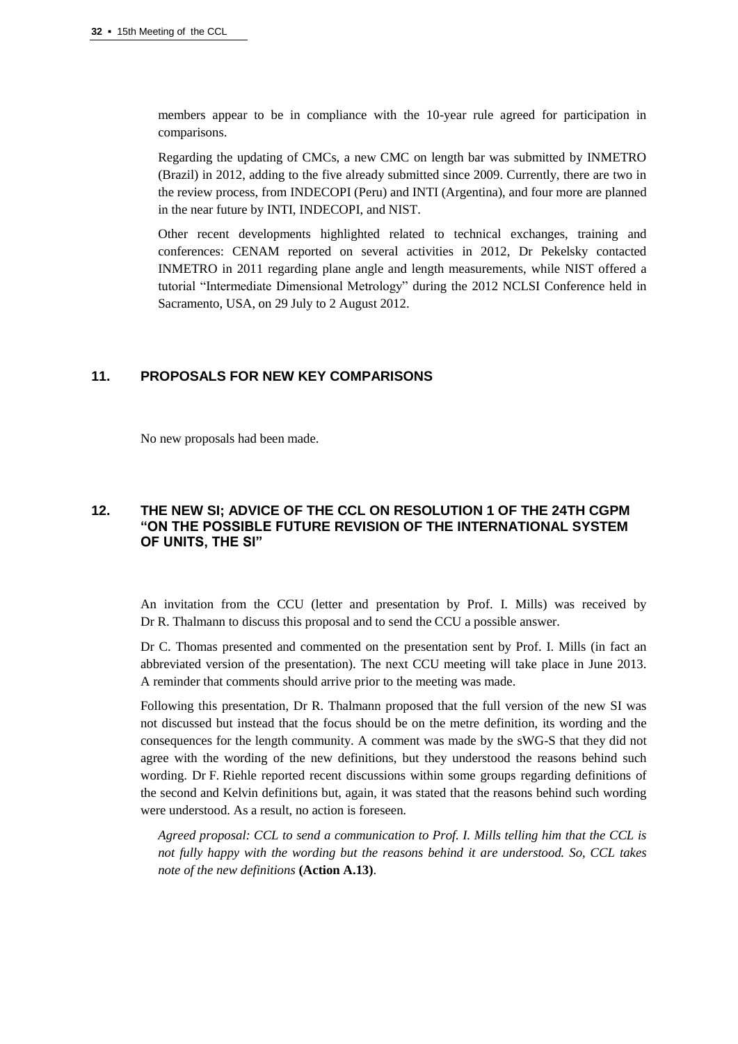members appear to be in compliance with the 10-year rule agreed for participation in comparisons.

Regarding the updating of CMCs, a new CMC on length bar was submitted by INMETRO (Brazil) in 2012, adding to the five already submitted since 2009. Currently, there are two in the review process, from INDECOPI (Peru) and INTI (Argentina), and four more are planned in the near future by INTI, INDECOPI, and NIST.

Other recent developments highlighted related to technical exchanges, training and conferences: CENAM reported on several activities in 2012, Dr Pekelsky contacted INMETRO in 2011 regarding plane angle and length measurements, while NIST offered a tutorial "Intermediate Dimensional Metrology" during the 2012 NCLSI Conference held in Sacramento, USA, on 29 July to 2 August 2012.

## 11. PROPOSALS FOR NEW KEY COMPARISONS

No new proposals had been made.

## 12. THE NEW SI; ADVICE OF THE CCL ON RESOLUTION 1 OF THE 24TH CGPM "ON THE POSSIBLE FUTURE REVISION OF THE INTERNATIONAL SYSTEM OF UNITS, THE SI"

An invitation from the CCU (letter and presentation by Prof. I. Mills) was received by Dr R. Thalmann to discuss this proposal and to send the CCU a possible answer.

Dr C. Thomas presented and commented on the presentation sent by Prof. I. Mills (in fact an abbreviated version of the presentation). The next CCU meeting will take place in June 2013. A reminder that comments should arrive prior to the meeting was made.

Following this presentation, Dr R. Thalmann proposed that the full version of the new SI was not discussed but instead that the focus should be on the metre definition, its wording and the consequences for the length community. A comment was made by the sWG-S that they did not agree with the wording of the new definitions, but they understood the reasons behind such wording. Dr F. Riehle reported recent discussions within some groups regarding definitions of the second and Kelvin definitions but, again, it was stated that the reasons behind such wording were understood. As a result, no action is foreseen.

*Agreed proposal: CCL to send a communication to Prof. I. Mills telling him that the CCL is not fully happy with the wording but the reasons behind it are understood. So, CCL takes note of the new definitions* **(Action A.13)**.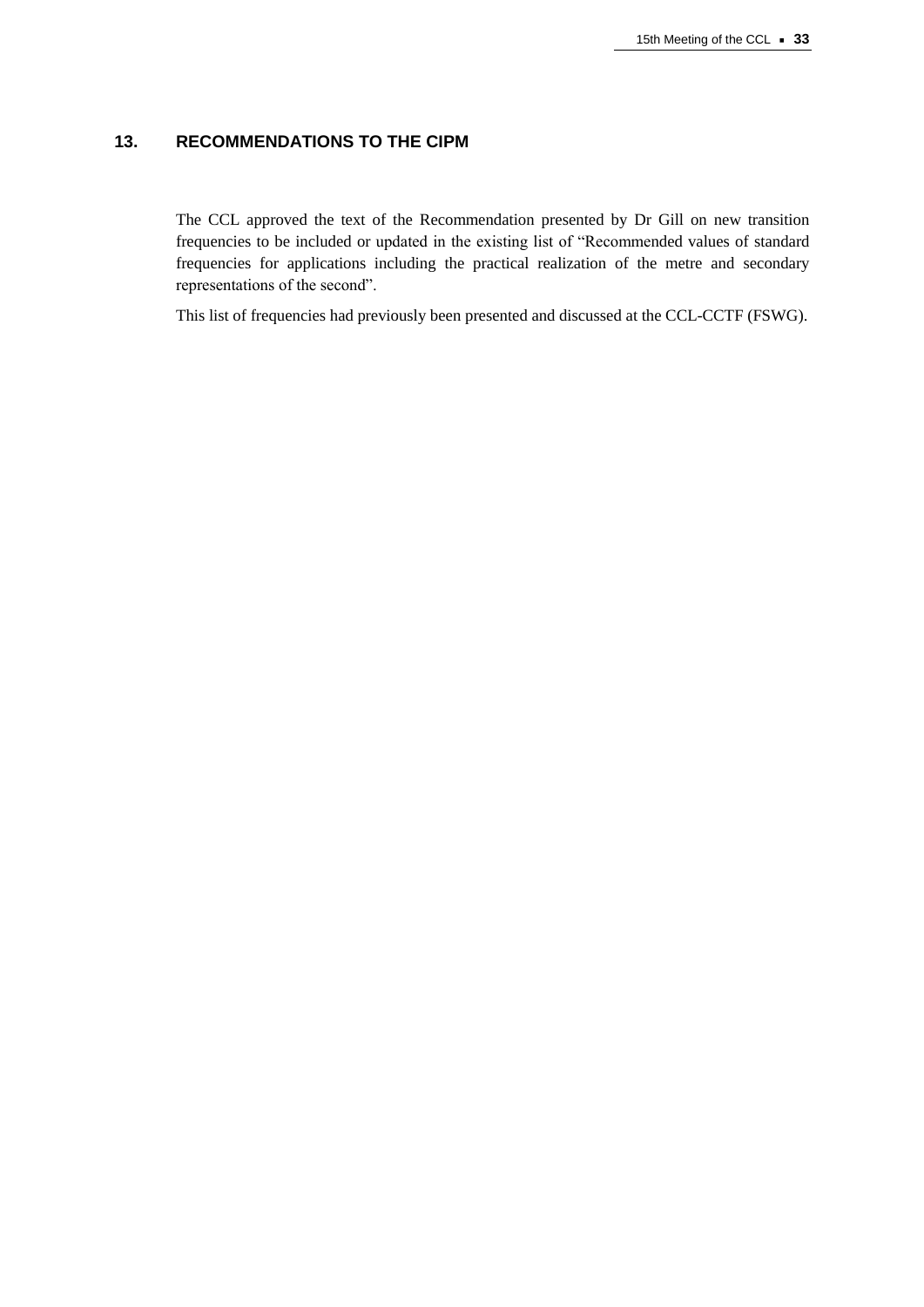## 13. RECOMMENDATIONS TO THE CIPM

The CCL approved the text of the Recommendation presented by Dr Gill on new transition frequencies to be included or updated in the existing list of "Recommended values of standard frequencies for applications including the practical realization of the metre and secondary representations of the second".

This list of frequencies had previously been presented and discussed at the CCL-CCTF (FSWG).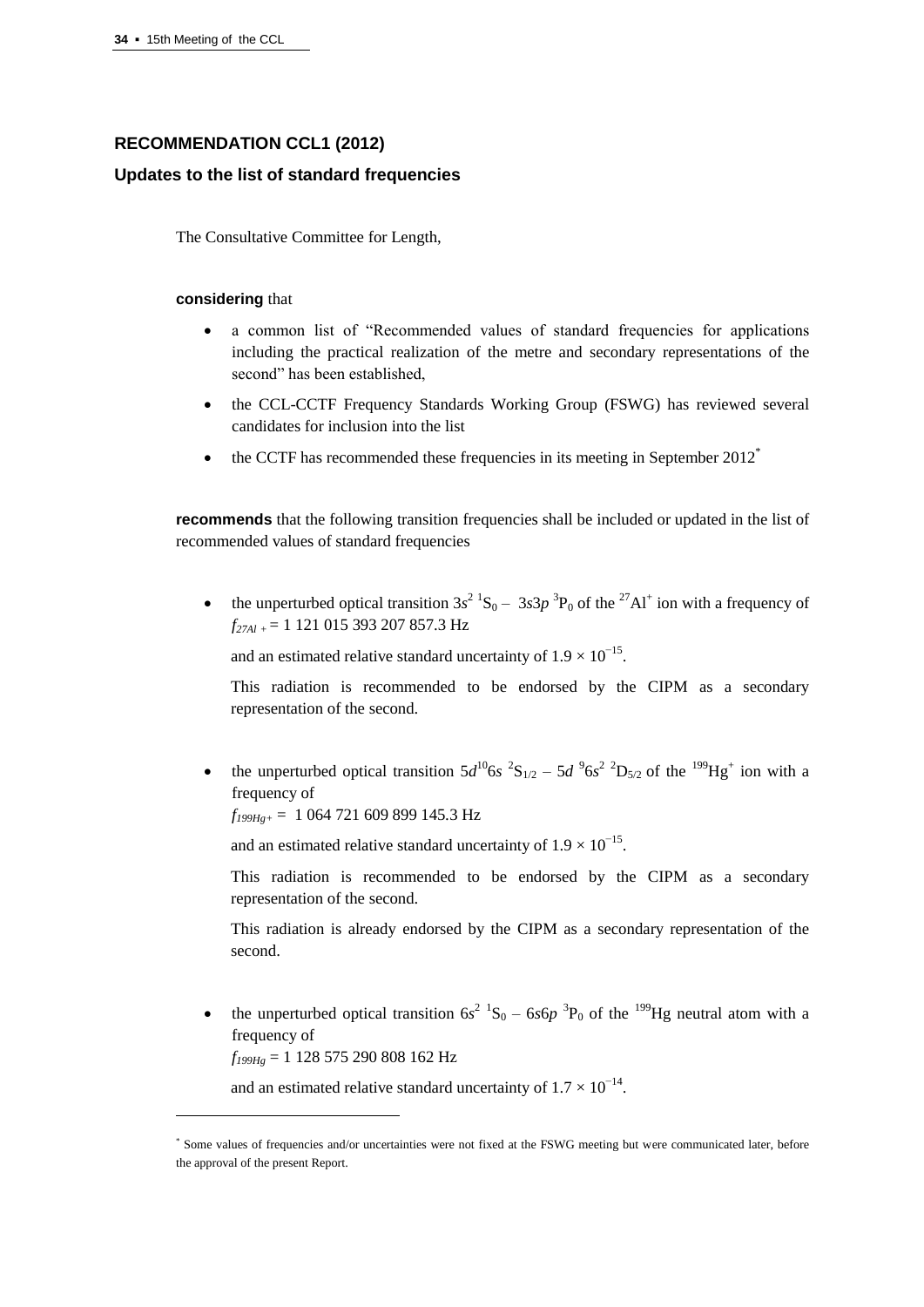## RECOMMENDATION CCL1 (2012)

### Updates to the list of standard frequencies

The Consultative Committee for Length,

**considering** that

- a common list of "Recommended values of standard frequencies for applications including the practical realization of the metre and secondary representations of the second" has been established,
- the CCL-CCTF Frequency Standards Working Group (FSWG) has reviewed several candidates for inclusion into the list
- the CCTF has recommended these frequencies in its meeting in September 2012*

**recommends** that the following transition frequencies shall be included or updated in the list of recommended values of standard frequencies

- the unperturbed optical transition $3s^2\ {}^1S_0 - 3s3p\ {}^3P_0$ of the ${}^{27}Al^+$ ion with a frequency of $f_{27Al^+}$ = 1 121 015 393 207 857.3 Hz

  and an estimated relative standard uncertainty of $1.9 \times 10^{-15}$.

  This radiation is recommended to be endorsed by the CIPM as a secondary representation of the second.

- the unperturbed optical transition $5d^{10}6s\ {}^2S_{1/2} - 5d\ {}^96s^2\ {}^2D_{5/2}$ of the ${}^{199}Hg^+$ ion with a frequency of
  $f_{199Hg^+}$ = 1 064 721 609 899 145.3 Hz

  and an estimated relative standard uncertainty of $1.9 \times 10^{-15}$.

  This radiation is recommended to be endorsed by the CIPM as a secondary representation of the second.

  This radiation is already endorsed by the CIPM as a secondary representation of the second.

- the unperturbed optical transition $6s^2\ {}^1S_0 - 6s6p\ {}^3P_0$ of the ${}^{199}Hg$ neutral atom with a frequency of
  $f_{199Hg}$ = 1 128 575 290 808 162 Hz

  and an estimated relative standard uncertainty of $1.7 \times 10^{-14}$.

---

* Some values of frequencies and/or uncertainties were not fixed at the FSWG meeting but were communicated later, before the approval of the present Report.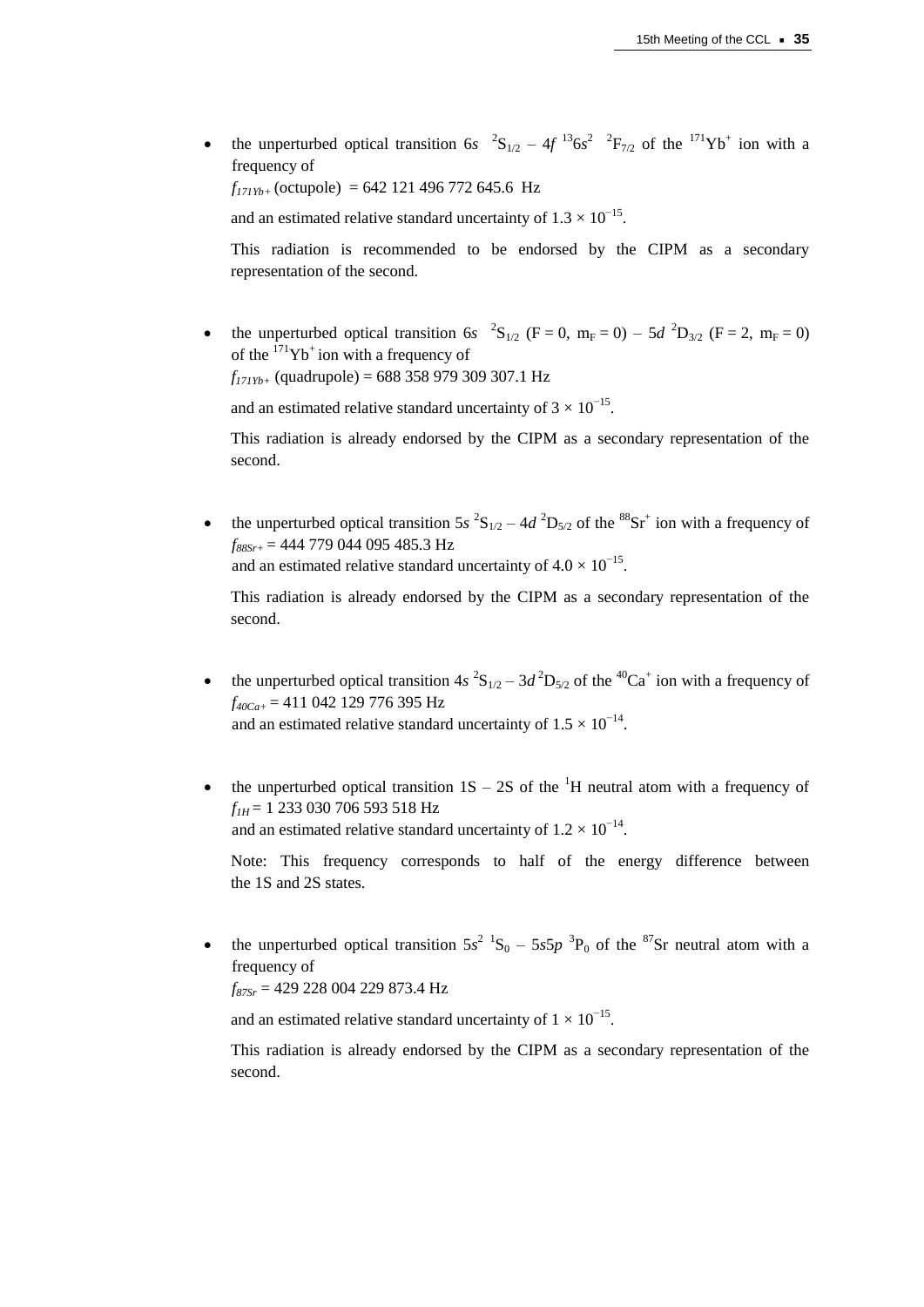- the unperturbed optical transition $6s\ ^2S_{1/2} - 4f\ ^{13}6s^2\ ^2F_{7/2}$ of the $^{171}Yb^+$ ion with a frequency of

  $f_{171Yb+}$ (octupole) = 642 121 496 772 645.6 Hz

  and an estimated relative standard uncertainty of $1.3 \times 10^{-15}$.

  This radiation is recommended to be endorsed by the CIPM as a secondary representation of the second.

- the unperturbed optical transition $6s\ ^2S_{1/2}$ (F = 0, m$_F$ = 0) – $5d\ ^2D_{3/2}$ (F = 2, m$_F$ = 0) of the $^{171}Yb^+$ ion with a frequency of

  $f_{171Yb+}$ (quadrupole) = 688 358 979 309 307.1 Hz

  and an estimated relative standard uncertainty of $3 \times 10^{-15}$.

  This radiation is already endorsed by the CIPM as a secondary representation of the second.

- the unperturbed optical transition $5s\ ^2S_{1/2} - 4d\ ^2D_{5/2}$ of the $^{88}Sr^+$ ion with a frequency of $f_{88Sr+}$ = 444 779 044 095 485.3 Hz
  and an estimated relative standard uncertainty of $4.0 \times 10^{-15}$.

  This radiation is already endorsed by the CIPM as a secondary representation of the second.

- the unperturbed optical transition $4s\ ^2S_{1/2} - 3d\ ^2D_{5/2}$ of the $^{40}Ca^+$ ion with a frequency of $f_{40Ca+}$ = 411 042 129 776 395 Hz
  and an estimated relative standard uncertainty of $1.5 \times 10^{-14}$.

- the unperturbed optical transition 1S – 2S of the $^1H$ neutral atom with a frequency of $f_{1H}$ = 1 233 030 706 593 518 Hz
  and an estimated relative standard uncertainty of $1.2 \times 10^{-14}$.

  Note: This frequency corresponds to half of the energy difference between the 1S and 2S states.

- the unperturbed optical transition $5s^2\ ^1S_0 - 5s5p\ ^3P_0$ of the $^{87}Sr$ neutral atom with a frequency of

  $f_{87Sr}$ = 429 228 004 229 873.4 Hz

  and an estimated relative standard uncertainty of $1 \times 10^{-15}$.

  This radiation is already endorsed by the CIPM as a secondary representation of the second.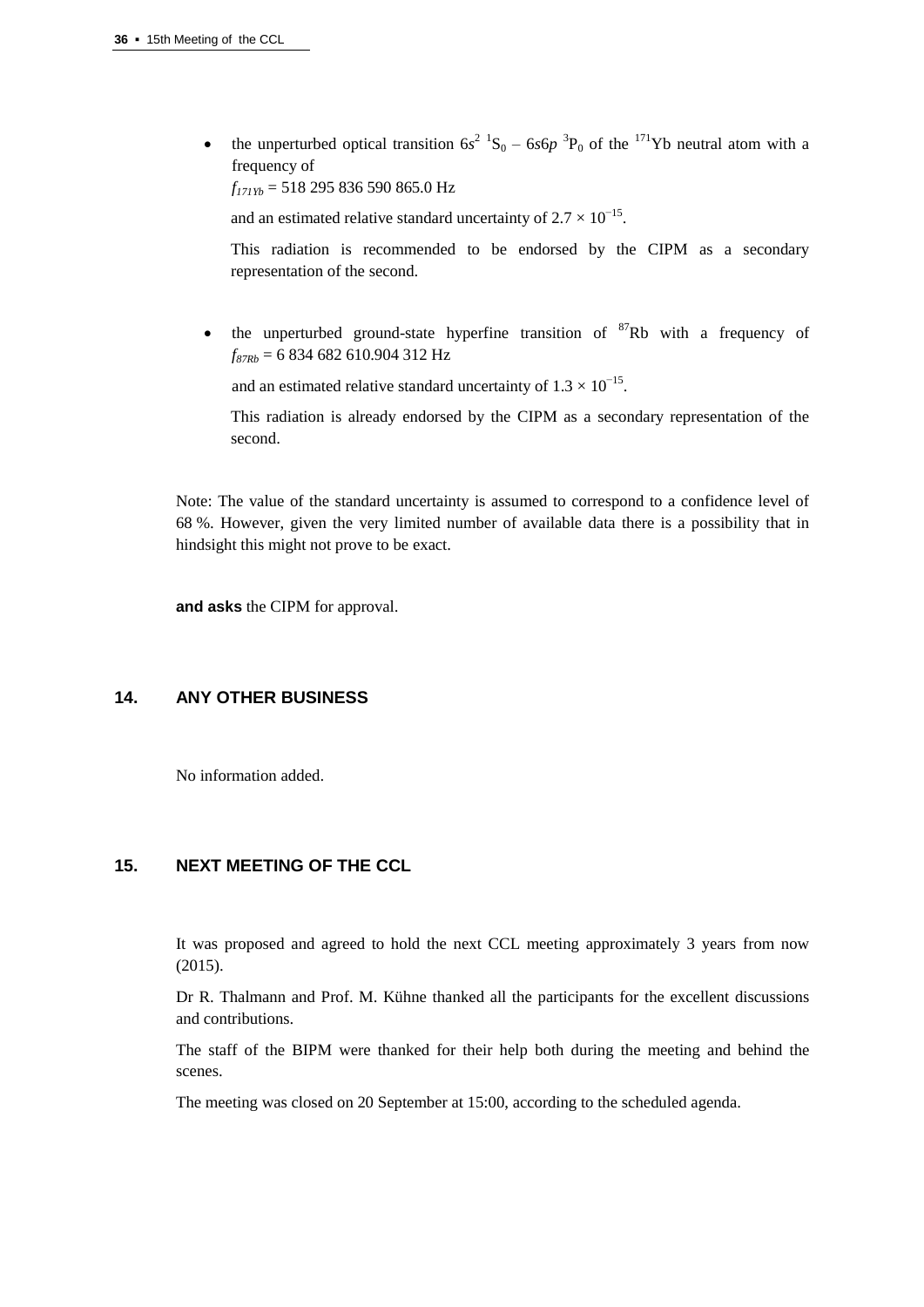- the unperturbed optical transition $6s^2\ {}^1S_0 - 6s6p\ {}^3P_0$ of the ${}^{171}$Yb neutral atom with a frequency of
  $f_{171Yb}$ = 518 295 836 590 865.0 Hz

  and an estimated relative standard uncertainty of $2.7 \times 10^{-15}$.

  This radiation is recommended to be endorsed by the CIPM as a secondary representation of the second.

- the unperturbed ground-state hyperfine transition of ${}^{87}$Rb with a frequency of $f_{87Rb}$ = 6 834 682 610.904 312 Hz

  and an estimated relative standard uncertainty of $1.3 \times 10^{-15}$.

  This radiation is already endorsed by the CIPM as a secondary representation of the second.

Note: The value of the standard uncertainty is assumed to correspond to a confidence level of 68 %. However, given the very limited number of available data there is a possibility that in hindsight this might not prove to be exact.

**and asks** the CIPM for approval.

## 14. ANY OTHER BUSINESS

No information added.

## 15. NEXT MEETING OF THE CCL

It was proposed and agreed to hold the next CCL meeting approximately 3 years from now (2015).

Dr R. Thalmann and Prof. M. Kühne thanked all the participants for the excellent discussions and contributions.

The staff of the BIPM were thanked for their help both during the meeting and behind the scenes.

The meeting was closed on 20 September at 15:00, according to the scheduled agenda.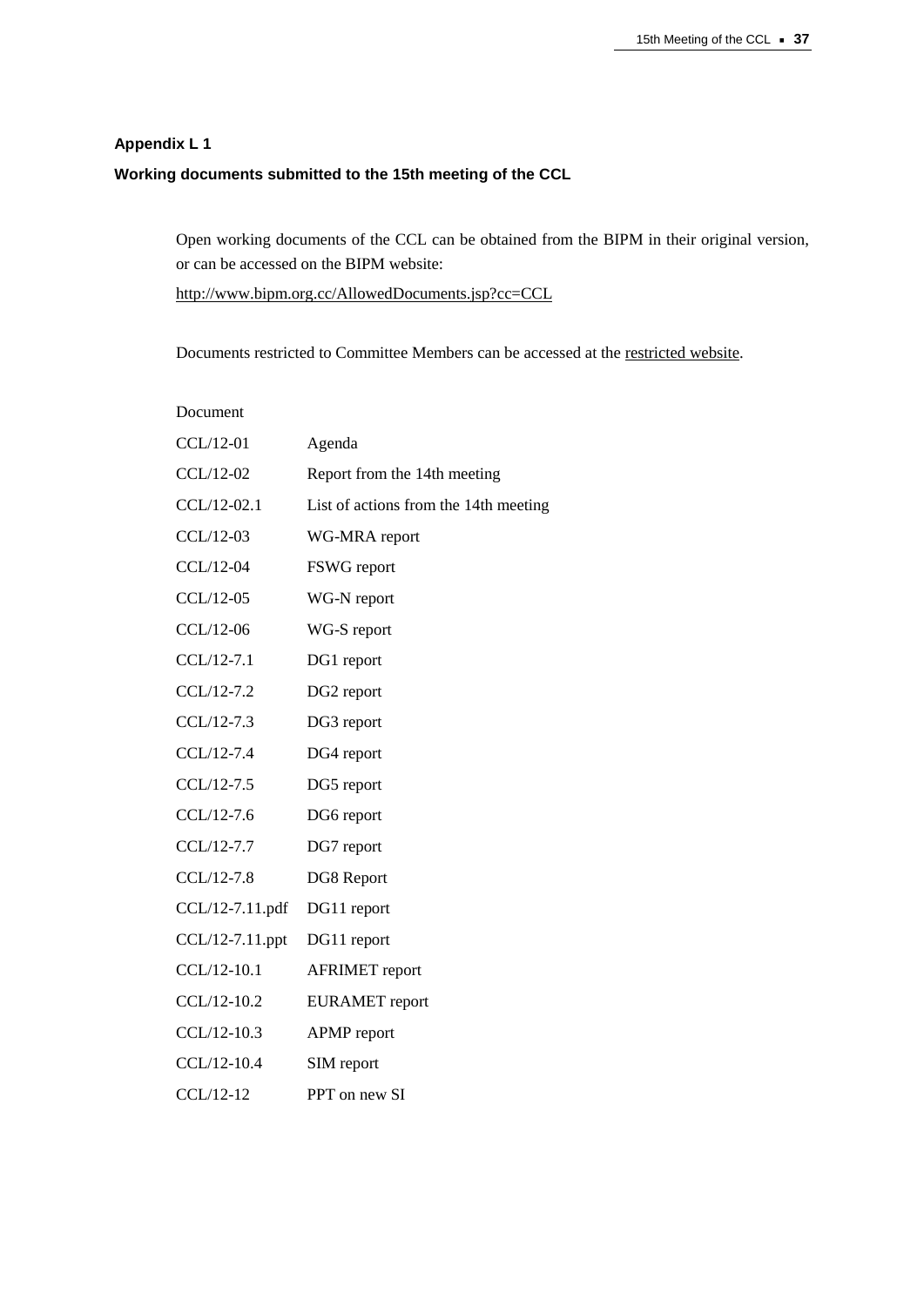### Appendix L 1

### Working documents submitted to the 15th meeting of the CCL

Open working documents of the CCL can be obtained from the BIPM in their original version, or can be accessed on the BIPM website:

http://www.bipm.org.cc/AllowedDocuments.jsp?cc=CCL

Documents restricted to Committee Members can be accessed at the restricted website.

| Document | |
|---|---|
| CCL/12-01 | Agenda |
| CCL/12-02 | Report from the 14th meeting |
| CCL/12-02.1 | List of actions from the 14th meeting |
| CCL/12-03 | WG-MRA report |
| CCL/12-04 | FSWG report |
| CCL/12-05 | WG-N report |
| CCL/12-06 | WG-S report |
| CCL/12-7.1 | DG1 report |
| CCL/12-7.2 | DG2 report |
| CCL/12-7.3 | DG3 report |
| CCL/12-7.4 | DG4 report |
| CCL/12-7.5 | DG5 report |
| CCL/12-7.6 | DG6 report |
| CCL/12-7.7 | DG7 report |
| CCL/12-7.8 | DG8 Report |
| CCL/12-7.11.pdf | DG11 report |
| CCL/12-7.11.ppt | DG11 report |
| CCL/12-10.1 | AFRIMET report |
| CCL/12-10.2 | EURAMET report |
| CCL/12-10.3 | APMP report |
| CCL/12-10.4 | SIM report |
| CCL/12-12 | PPT on new SI |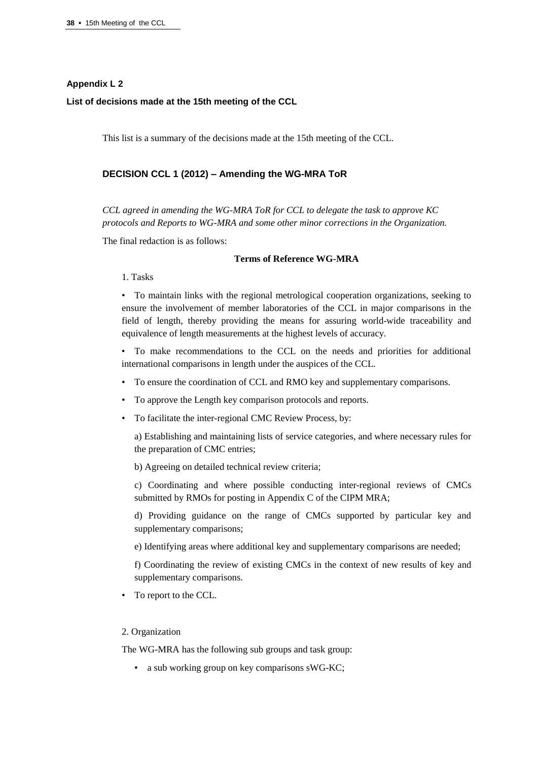## Appendix L 2

### List of decisions made at the 15th meeting of the CCL

This list is a summary of the decisions made at the 15th meeting of the CCL.

### DECISION CCL 1 (2012) – Amending the WG-MRA ToR

*CCL agreed in amending the WG-MRA ToR for CCL to delegate the task to approve KC protocols and Reports to WG-MRA and some other minor corrections in the Organization.*

The final redaction is as follows:

**Terms of Reference WG-MRA**

1. Tasks

- To maintain links with the regional metrological cooperation organizations, seeking to ensure the involvement of member laboratories of the CCL in major comparisons in the field of length, thereby providing the means for assuring world-wide traceability and equivalence of length measurements at the highest levels of accuracy.
- To make recommendations to the CCL on the needs and priorities for additional international comparisons in length under the auspices of the CCL.
- To ensure the coordination of CCL and RMO key and supplementary comparisons.
- To approve the Length key comparison protocols and reports.
- To facilitate the inter-regional CMC Review Process, by:

  a) Establishing and maintaining lists of service categories, and where necessary rules for the preparation of CMC entries;

  b) Agreeing on detailed technical review criteria;

  c) Coordinating and where possible conducting inter-regional reviews of CMCs submitted by RMOs for posting in Appendix C of the CIPM MRA;

  d) Providing guidance on the range of CMCs supported by particular key and supplementary comparisons;

  e) Identifying areas where additional key and supplementary comparisons are needed;

  f) Coordinating the review of existing CMCs in the context of new results of key and supplementary comparisons.

- To report to the CCL.

2. Organization

The WG-MRA has the following sub groups and task group:

- a sub working group on key comparisons sWG-KC;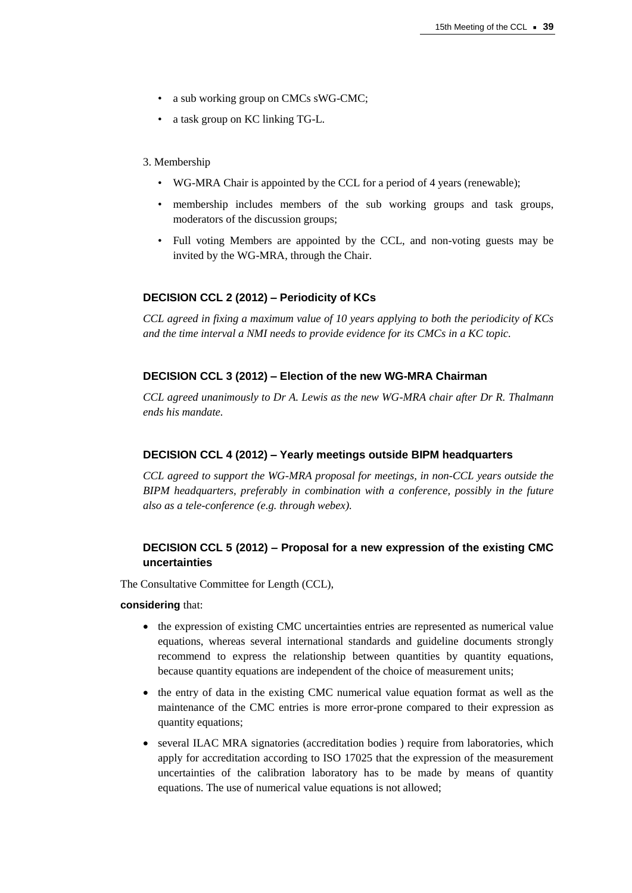- a sub working group on CMCs sWG-CMC;
- a task group on KC linking TG-L.

3. Membership

- WG-MRA Chair is appointed by the CCL for a period of 4 years (renewable);
- membership includes members of the sub working groups and task groups, moderators of the discussion groups;
- Full voting Members are appointed by the CCL, and non-voting guests may be invited by the WG-MRA, through the Chair.

### DECISION CCL 2 (2012) – Periodicity of KCs

*CCL agreed in fixing a maximum value of 10 years applying to both the periodicity of KCs and the time interval a NMI needs to provide evidence for its CMCs in a KC topic.*

### DECISION CCL 3 (2012) – Election of the new WG-MRA Chairman

*CCL agreed unanimously to Dr A. Lewis as the new WG-MRA chair after Dr R. Thalmann ends his mandate.*

### DECISION CCL 4 (2012) – Yearly meetings outside BIPM headquarters

*CCL agreed to support the WG-MRA proposal for meetings, in non-CCL years outside the BIPM headquarters, preferably in combination with a conference, possibly in the future also as a tele-conference (e.g. through webex).*

### DECISION CCL 5 (2012) – Proposal for a new expression of the existing CMC uncertainties

The Consultative Committee for Length (CCL),

**considering** that:

- the expression of existing CMC uncertainties entries are represented as numerical value equations, whereas several international standards and guideline documents strongly recommend to express the relationship between quantities by quantity equations, because quantity equations are independent of the choice of measurement units;
- the entry of data in the existing CMC numerical value equation format as well as the maintenance of the CMC entries is more error-prone compared to their expression as quantity equations;
- several ILAC MRA signatories (accreditation bodies ) require from laboratories, which apply for accreditation according to ISO 17025 that the expression of the measurement uncertainties of the calibration laboratory has to be made by means of quantity equations. The use of numerical value equations is not allowed;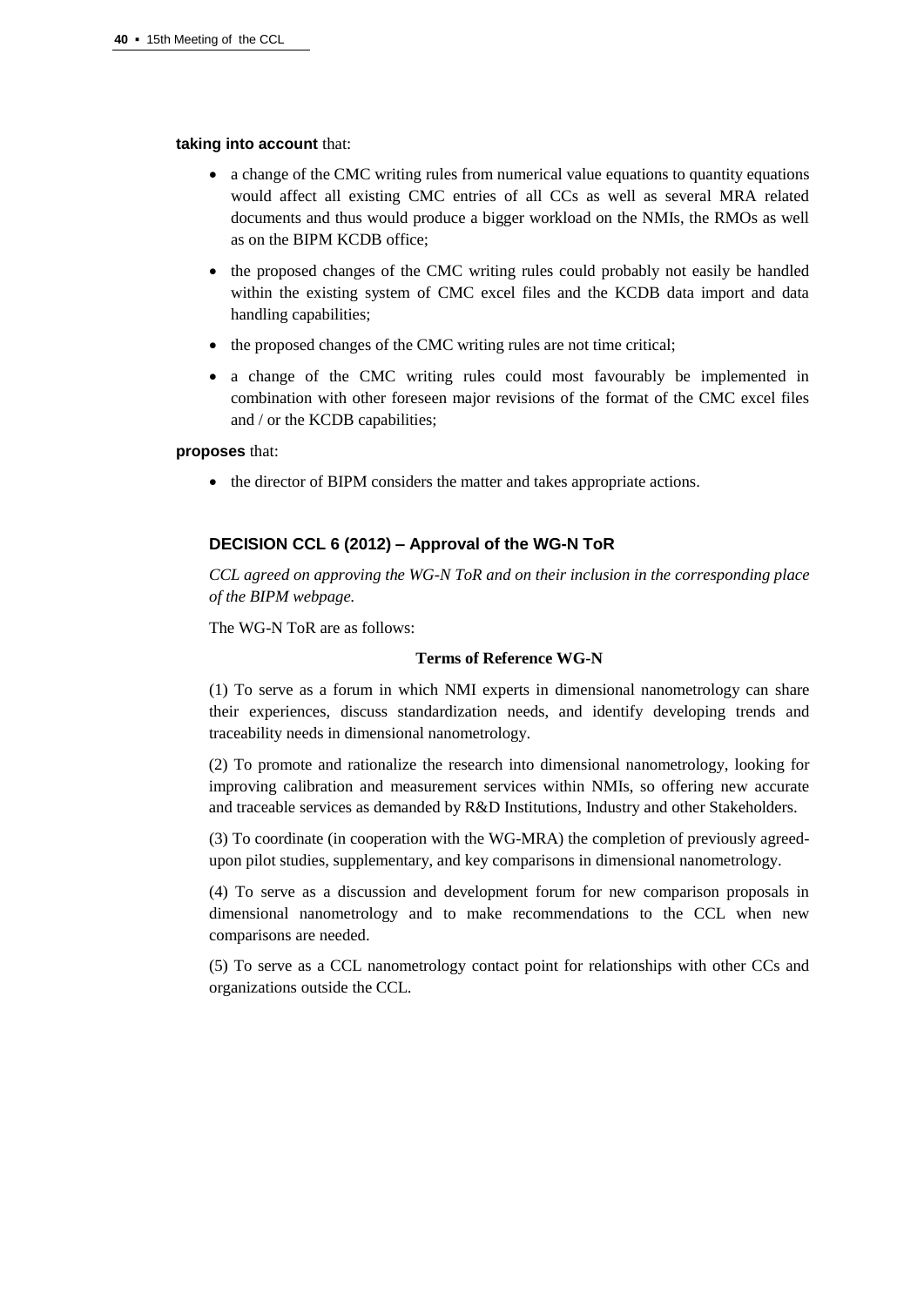**taking into account** that:

- a change of the CMC writing rules from numerical value equations to quantity equations would affect all existing CMC entries of all CCs as well as several MRA related documents and thus would produce a bigger workload on the NMIs, the RMOs as well as on the BIPM KCDB office;
- the proposed changes of the CMC writing rules could probably not easily be handled within the existing system of CMC excel files and the KCDB data import and data handling capabilities;
- the proposed changes of the CMC writing rules are not time critical;
- a change of the CMC writing rules could most favourably be implemented in combination with other foreseen major revisions of the format of the CMC excel files and / or the KCDB capabilities;

**proposes** that:

- the director of BIPM considers the matter and takes appropriate actions.

### DECISION CCL 6 (2012) – Approval of the WG-N ToR

*CCL agreed on approving the WG-N ToR and on their inclusion in the corresponding place of the BIPM webpage.*

The WG-N ToR are as follows:

**Terms of Reference WG-N**

(1) To serve as a forum in which NMI experts in dimensional nanometrology can share their experiences, discuss standardization needs, and identify developing trends and traceability needs in dimensional nanometrology.

(2) To promote and rationalize the research into dimensional nanometrology, looking for improving calibration and measurement services within NMIs, so offering new accurate and traceable services as demanded by R&D Institutions, Industry and other Stakeholders.

(3) To coordinate (in cooperation with the WG-MRA) the completion of previously agreed-upon pilot studies, supplementary, and key comparisons in dimensional nanometrology.

(4) To serve as a discussion and development forum for new comparison proposals in dimensional nanometrology and to make recommendations to the CCL when new comparisons are needed.

(5) To serve as a CCL nanometrology contact point for relationships with other CCs and organizations outside the CCL.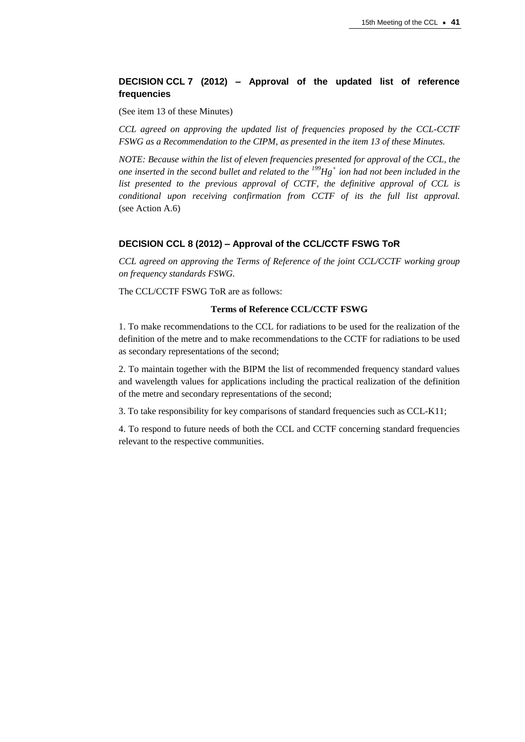## DECISION CCL 7 (2012) – Approval of the updated list of reference frequencies

(See item 13 of these Minutes)

*CCL agreed on approving the updated list of frequencies proposed by the CCL-CCTF FSWG as a Recommendation to the CIPM, as presented in the item 13 of these Minutes.*

*NOTE: Because within the list of eleven frequencies presented for approval of the CCL, the one inserted in the second bullet and related to the $^{199}Hg^{+}$ ion had not been included in the list presented to the previous approval of CCTF, the definitive approval of CCL is conditional upon receiving confirmation from CCTF of its the full list approval.* (see Action A.6)

## DECISION CCL 8 (2012) – Approval of the CCL/CCTF FSWG ToR

*CCL agreed on approving the Terms of Reference of the joint CCL/CCTF working group on frequency standards FSWG.*

The CCL/CCTF FSWG ToR are as follows:

**Terms of Reference CCL/CCTF FSWG**

1. To make recommendations to the CCL for radiations to be used for the realization of the definition of the metre and to make recommendations to the CCTF for radiations to be used as secondary representations of the second;

2. To maintain together with the BIPM the list of recommended frequency standard values and wavelength values for applications including the practical realization of the definition of the metre and secondary representations of the second;

3. To take responsibility for key comparisons of standard frequencies such as CCL-K11;

4. To respond to future needs of both the CCL and CCTF concerning standard frequencies relevant to the respective communities.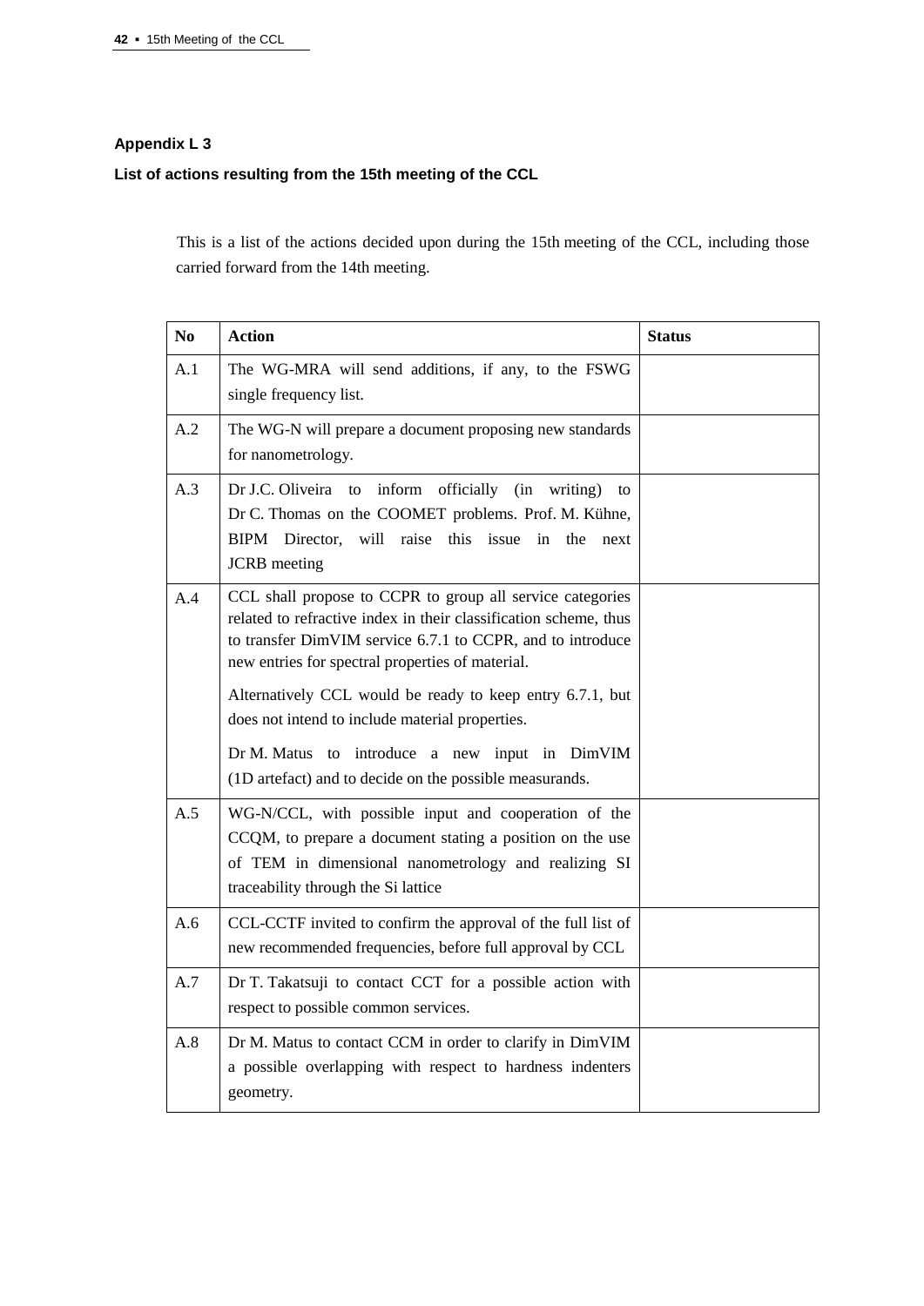## Appendix L 3

### List of actions resulting from the 15th meeting of the CCL

This is a list of the actions decided upon during the 15th meeting of the CCL, including those carried forward from the 14th meeting.

| No | Action | Status |
|---|---|---|
| A.1 | The WG-MRA will send additions, if any, to the FSWG single frequency list. | |
| A.2 | The WG-N will prepare a document proposing new standards for nanometrology. | |
| A.3 | Dr J.C. Oliveira to inform officially (in writing) to Dr C. Thomas on the COOMET problems. Prof. M. Kühne, BIPM Director, will raise this issue in the next JCRB meeting | |
| A.4 | CCL shall propose to CCPR to group all service categories related to refractive index in their classification scheme, thus to transfer DimVIM service 6.7.1 to CCPR, and to introduce new entries for spectral properties of material.<br><br>Alternatively CCL would be ready to keep entry 6.7.1, but does not intend to include material properties.<br><br>Dr M. Matus to introduce a new input in DimVIM (1D artefact) and to decide on the possible measurands. | |
| A.5 | WG-N/CCL, with possible input and cooperation of the CCQM, to prepare a document stating a position on the use of TEM in dimensional nanometrology and realizing SI traceability through the Si lattice | |
| A.6 | CCL-CCTF invited to confirm the approval of the full list of new recommended frequencies, before full approval by CCL | |
| A.7 | Dr T. Takatsuji to contact CCT for a possible action with respect to possible common services. | |
| A.8 | Dr M. Matus to contact CCM in order to clarify in DimVIM a possible overlapping with respect to hardness indenters geometry. | |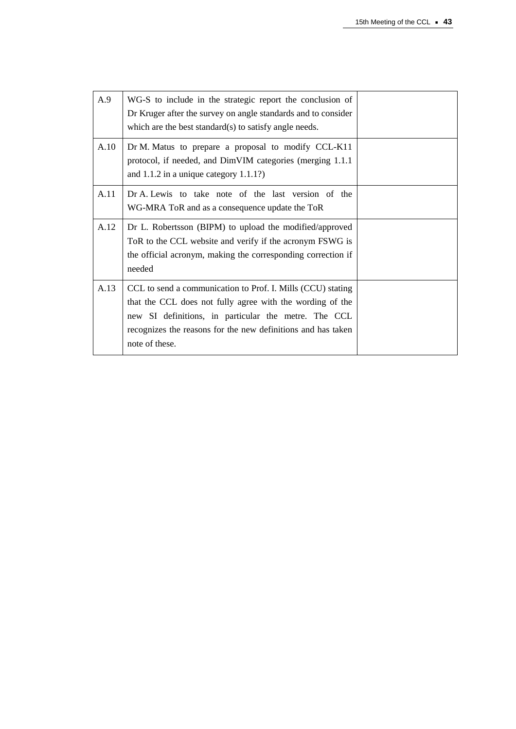| | | |
|---|---|---|
| A.9 | WG-S to include in the strategic report the conclusion of Dr Kruger after the survey on angle standards and to consider which are the best standard(s) to satisfy angle needs. | |
| A.10 | Dr M. Matus to prepare a proposal to modify CCL-K11 protocol, if needed, and DimVIM categories (merging 1.1.1 and 1.1.2 in a unique category 1.1.1?) | |
| A.11 | Dr A. Lewis to take note of the last version of the WG-MRA ToR and as a consequence update the ToR | |
| A.12 | Dr L. Robertsson (BIPM) to upload the modified/approved ToR to the CCL website and verify if the acronym FSWG is the official acronym, making the corresponding correction if needed | |
| A.13 | CCL to send a communication to Prof. I. Mills (CCU) stating that the CCL does not fully agree with the wording of the new SI definitions, in particular the metre. The CCL recognizes the reasons for the new definitions and has taken note of these. | |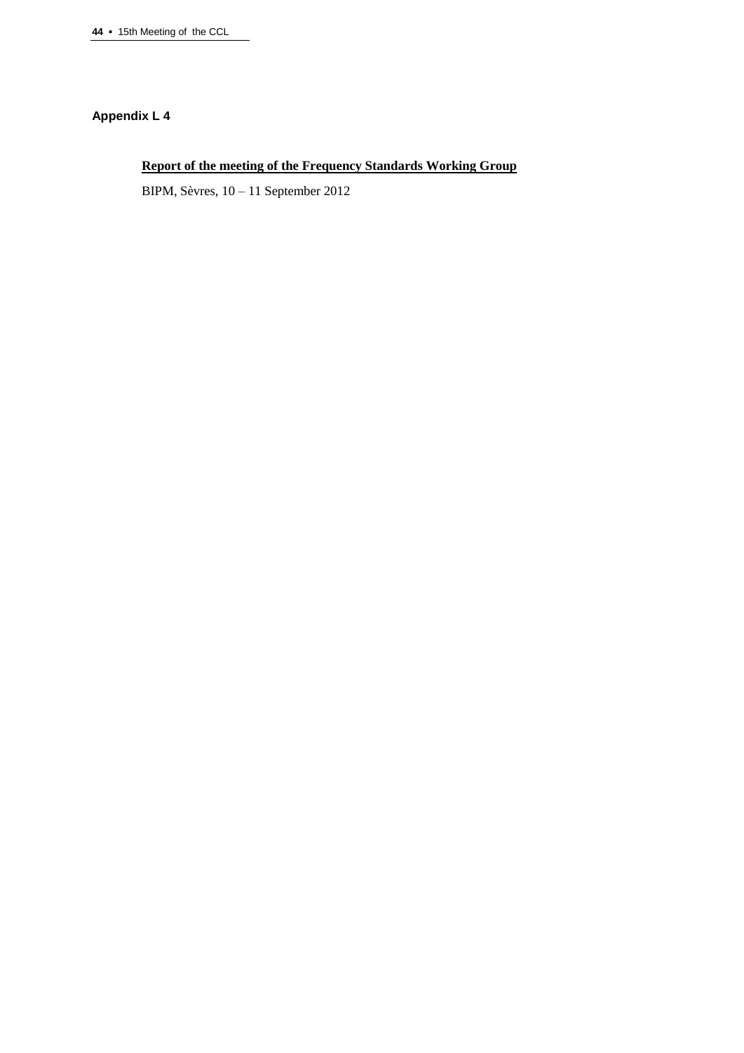**Appendix L 4**

**Report of the meeting of the Frequency Standards Working Group**

BIPM, Sèvres, 10 – 11 September 2012